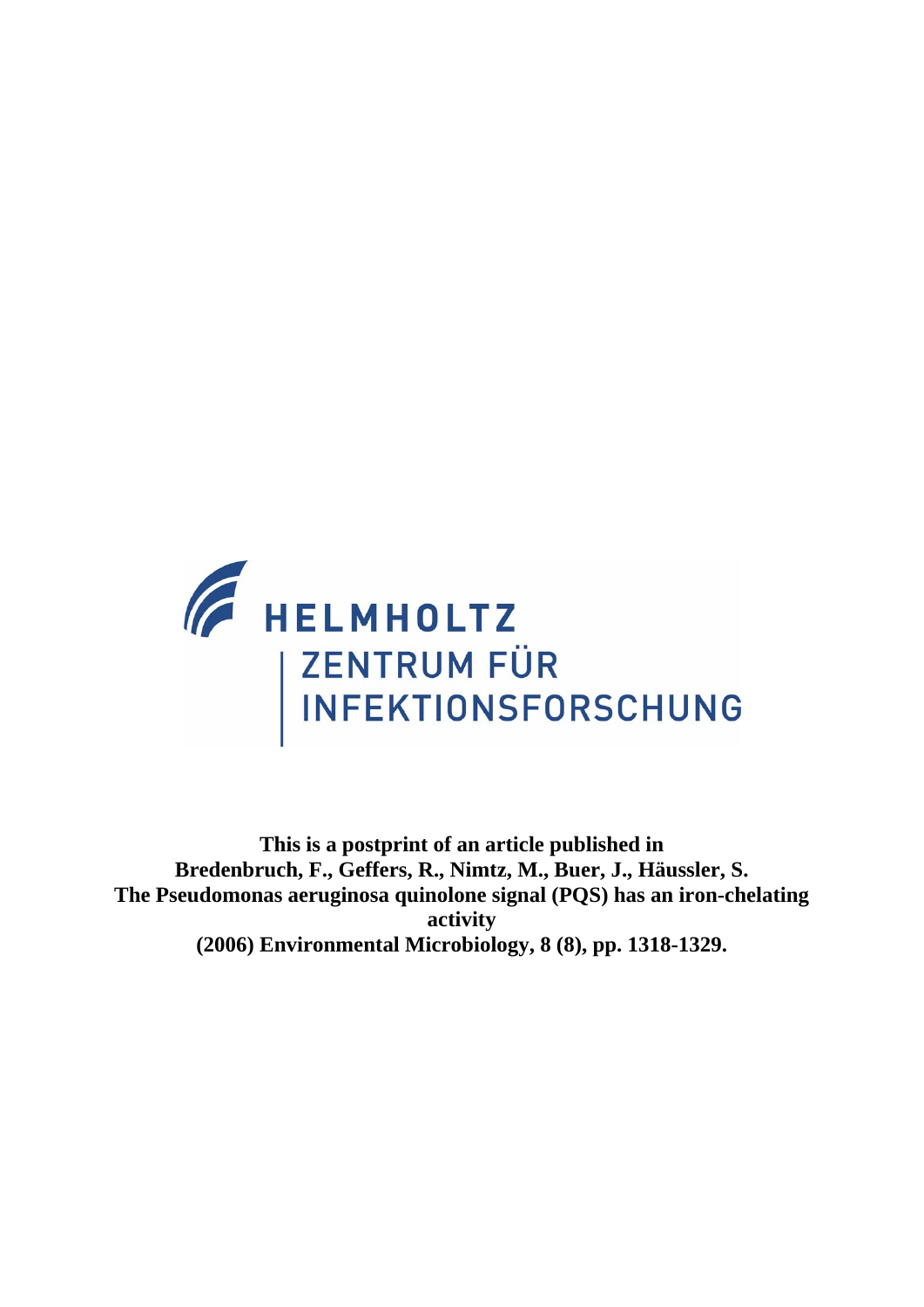HELMHOLTZ
ZENTRUM FÜR
INFEKTIONSFORSCHUNG

**This is a postprint of an article published in**
**Bredenbruch, F., Geffers, R., Nimtz, M., Buer, J., Häussler, S.**
**The Pseudomonas aeruginosa quinolone signal (PQS) has an iron-chelating activity**
**(2006) Environmental Microbiology, 8 (8), pp. 1318-1329.**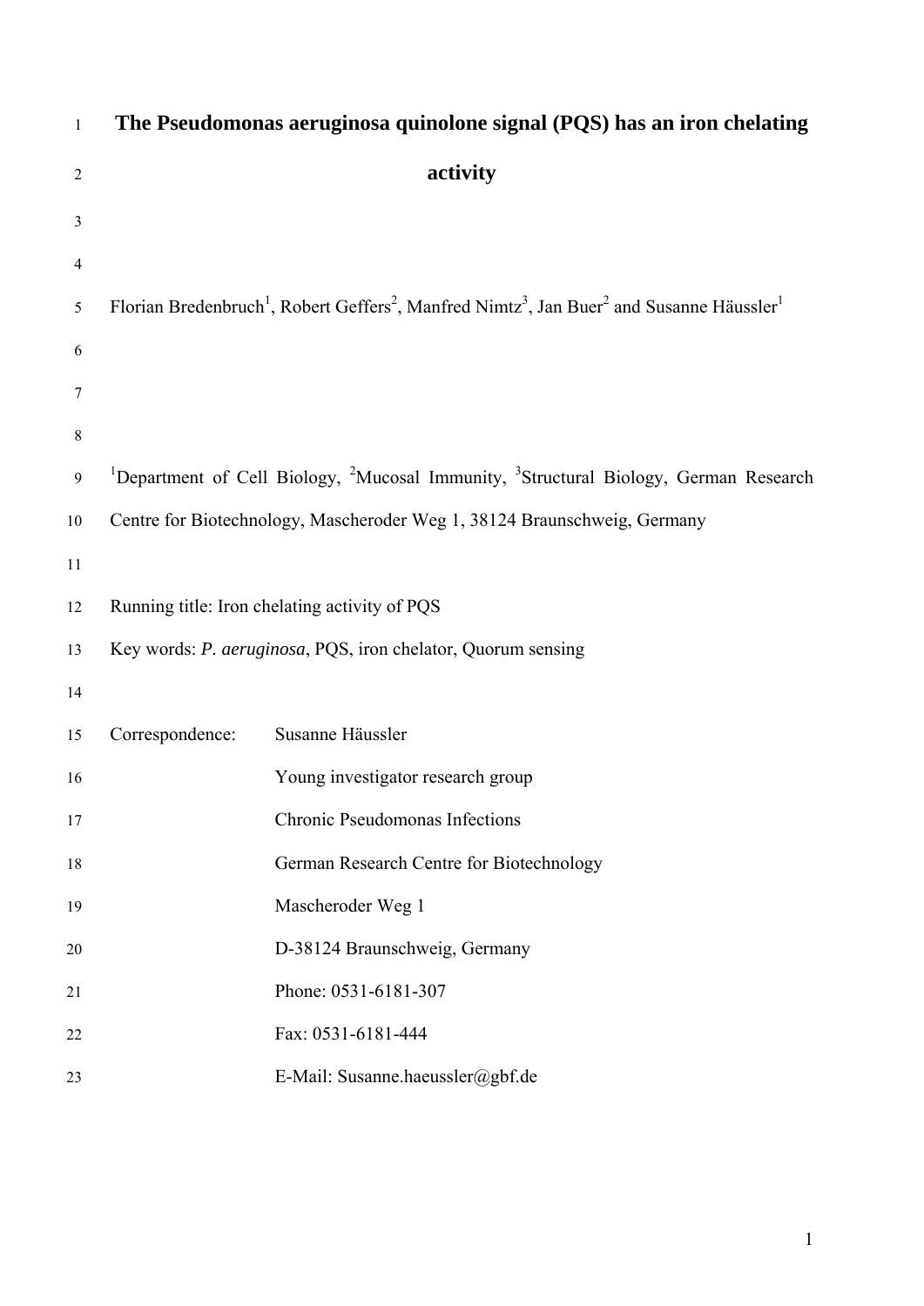# The Pseudomonas aeruginosa quinolone signal (PQS) has an iron chelating activity

Florian Bredenbruch[1], Robert Geffers[2], Manfred Nimtz[3], Jan Buer[2] and Susanne Häussler[1]

[1]Department of Cell Biology, [2]Mucosal Immunity, [3]Structural Biology, German Research Centre for Biotechnology, Mascheroder Weg 1, 38124 Braunschweig, Germany

Running title: Iron chelating activity of PQS

Key words: *P. aeruginosa*, PQS, iron chelator, Quorum sensing

Correspondence: Susanne Häussler
Young investigator research group
Chronic Pseudomonas Infections
German Research Centre for Biotechnology
Mascheroder Weg 1
D-38124 Braunschweig, Germany
Phone: 0531-6181-307
Fax: 0531-6181-444
E-Mail: Susanne.haeussler@gbf.de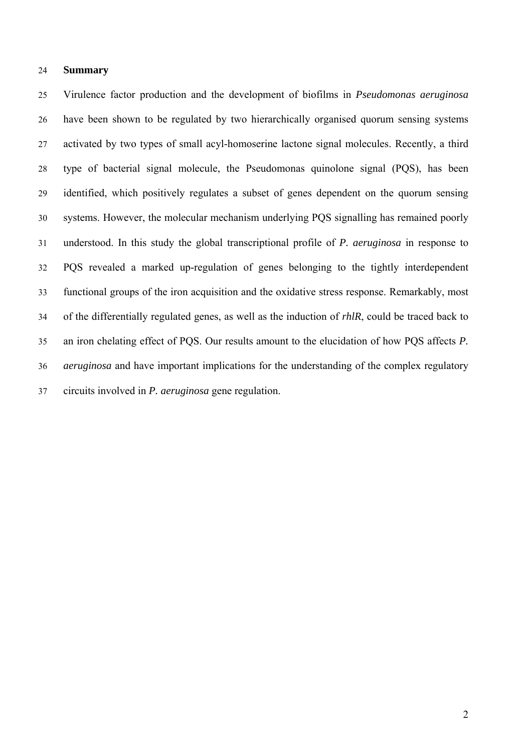## Summary

Virulence factor production and the development of biofilms in *Pseudomonas aeruginosa* have been shown to be regulated by two hierarchically organised quorum sensing systems activated by two types of small acyl-homoserine lactone signal molecules. Recently, a third type of bacterial signal molecule, the Pseudomonas quinolone signal (PQS), has been identified, which positively regulates a subset of genes dependent on the quorum sensing systems. However, the molecular mechanism underlying PQS signalling has remained poorly understood. In this study the global transcriptional profile of *P. aeruginosa* in response to PQS revealed a marked up-regulation of genes belonging to the tightly interdependent functional groups of the iron acquisition and the oxidative stress response. Remarkably, most of the differentially regulated genes, as well as the induction of *rhlR*, could be traced back to an iron chelating effect of PQS. Our results amount to the elucidation of how PQS affects *P. aeruginosa* and have important implications for the understanding of the complex regulatory circuits involved in *P. aeruginosa* gene regulation.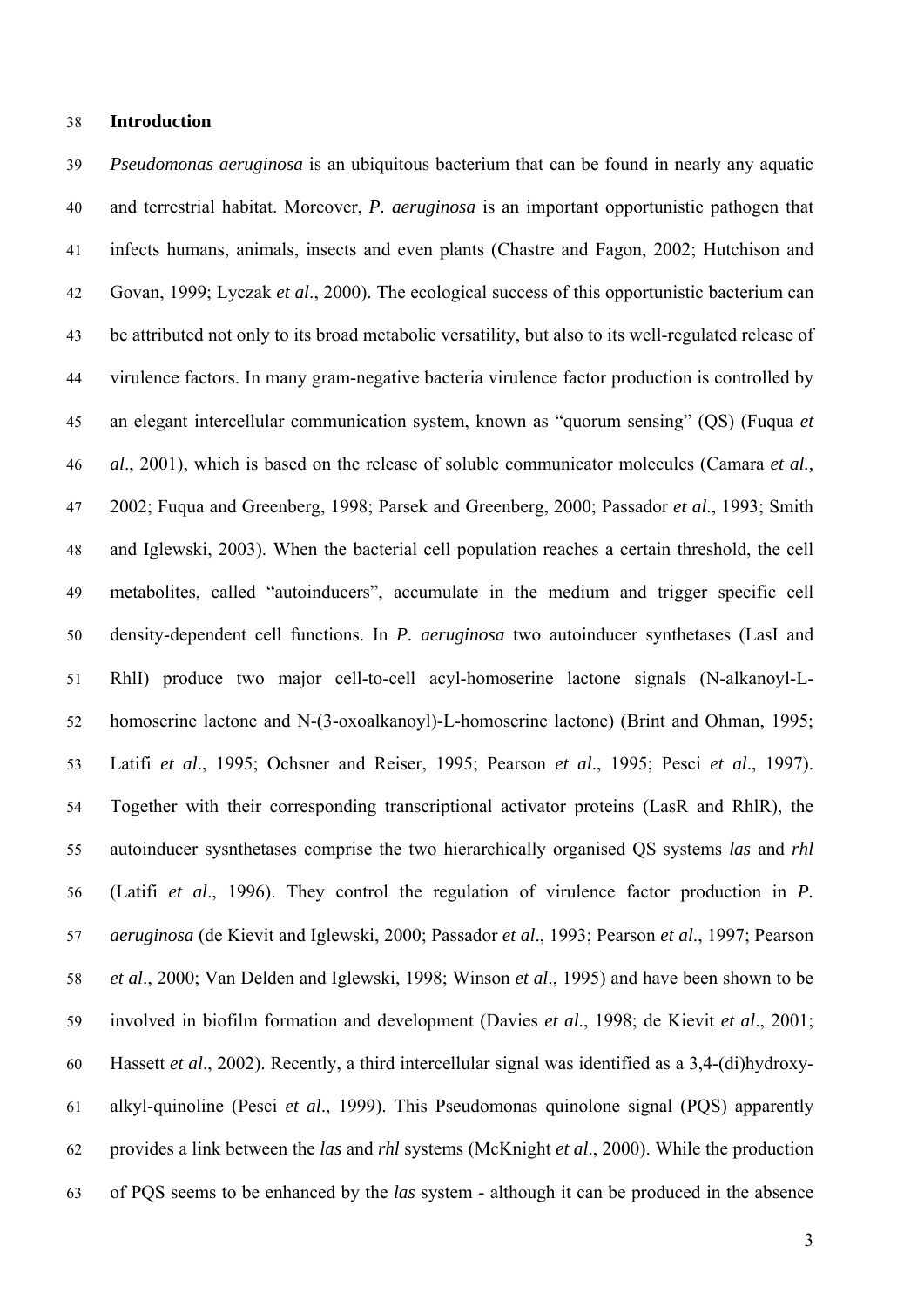## Introduction

*Pseudomonas aeruginosa* is an ubiquitous bacterium that can be found in nearly any aquatic and terrestrial habitat. Moreover, *P. aeruginosa* is an important opportunistic pathogen that infects humans, animals, insects and even plants (Chastre and Fagon, 2002; Hutchison and Govan, 1999; Lyczak *et al*., 2000). The ecological success of this opportunistic bacterium can be attributed not only to its broad metabolic versatility, but also to its well-regulated release of virulence factors. In many gram-negative bacteria virulence factor production is controlled by an elegant intercellular communication system, known as "quorum sensing" (QS) (Fuqua *et al*., 2001), which is based on the release of soluble communicator molecules (Camara *et al.,* 2002; Fuqua and Greenberg, 1998; Parsek and Greenberg, 2000; Passador *et al*., 1993; Smith and Iglewski, 2003). When the bacterial cell population reaches a certain threshold, the cell metabolites, called "autoinducers", accumulate in the medium and trigger specific cell density-dependent cell functions. In *P. aeruginosa* two autoinducer synthetases (LasI and RhlI) produce two major cell-to-cell acyl-homoserine lactone signals (N-alkanoyl-L-homoserine lactone and N-(3-oxoalkanoyl)-L-homoserine lactone) (Brint and Ohman, 1995; Latifi *et al*., 1995; Ochsner and Reiser, 1995; Pearson *et al*., 1995; Pesci *et al*., 1997). Together with their corresponding transcriptional activator proteins (LasR and RhlR), the autoinducer sysnthetases comprise the two hierarchically organised QS systems *las* and *rhl* (Latifi *et al*., 1996). They control the regulation of virulence factor production in *P. aeruginosa* (de Kievit and Iglewski, 2000; Passador *et al*., 1993; Pearson *et al*., 1997; Pearson *et al*., 2000; Van Delden and Iglewski, 1998; Winson *et al*., 1995) and have been shown to be involved in biofilm formation and development (Davies *et al*., 1998; de Kievit *et al*., 2001; Hassett *et al*., 2002). Recently, a third intercellular signal was identified as a 3,4-(di)hydroxy-alkyl-quinoline (Pesci *et al*., 1999). This Pseudomonas quinolone signal (PQS) apparently provides a link between the *las* and *rhl* systems (McKnight *et al*., 2000). While the production of PQS seems to be enhanced by the *las* system - although it can be produced in the absence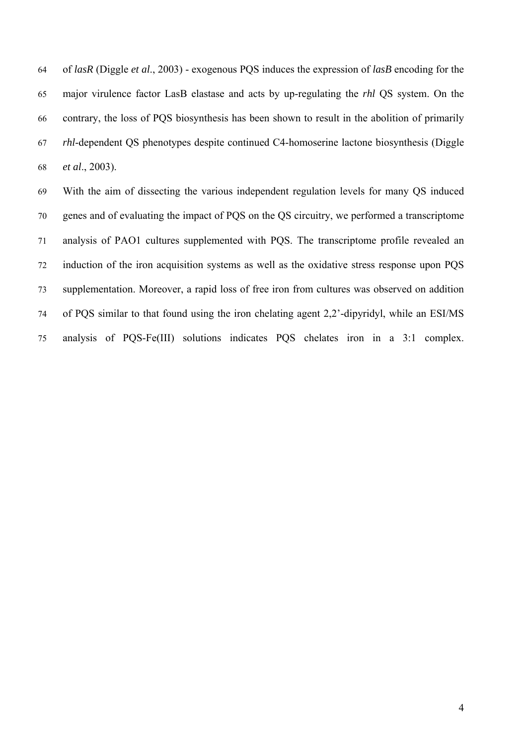of *lasR* (Diggle *et al*., 2003) - exogenous PQS induces the expression of *lasB* encoding for the major virulence factor LasB elastase and acts by up-regulating the *rhl* QS system. On the contrary, the loss of PQS biosynthesis has been shown to result in the abolition of primarily *rhl*-dependent QS phenotypes despite continued C4-homoserine lactone biosynthesis (Diggle *et al*., 2003).

With the aim of dissecting the various independent regulation levels for many QS induced genes and of evaluating the impact of PQS on the QS circuitry, we performed a transcriptome analysis of PAO1 cultures supplemented with PQS. The transcriptome profile revealed an induction of the iron acquisition systems as well as the oxidative stress response upon PQS supplementation. Moreover, a rapid loss of free iron from cultures was observed on addition of PQS similar to that found using the iron chelating agent 2,2'-dipyridyl, while an ESI/MS analysis of PQS-Fe(III) solutions indicates PQS chelates iron in a 3:1 complex.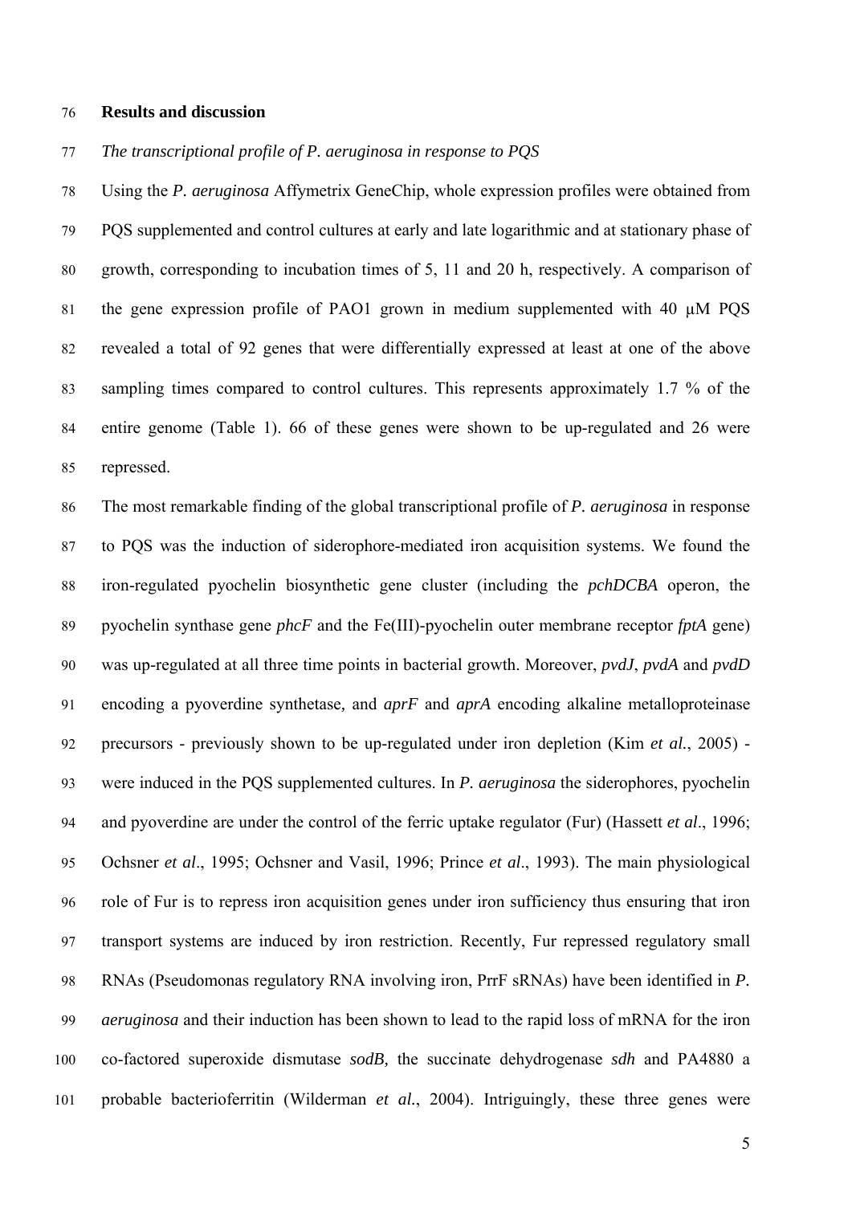## Results and discussion

### *The transcriptional profile of P. aeruginosa in response to PQS*

Using the *P. aeruginosa* Affymetrix GeneChip, whole expression profiles were obtained from PQS supplemented and control cultures at early and late logarithmic and at stationary phase of growth, corresponding to incubation times of 5, 11 and 20 h, respectively. A comparison of the gene expression profile of PAO1 grown in medium supplemented with 40 µM PQS revealed a total of 92 genes that were differentially expressed at least at one of the above sampling times compared to control cultures. This represents approximately 1.7 % of the entire genome (Table 1). 66 of these genes were shown to be up-regulated and 26 were repressed.

The most remarkable finding of the global transcriptional profile of *P. aeruginosa* in response to PQS was the induction of siderophore-mediated iron acquisition systems. We found the iron-regulated pyochelin biosynthetic gene cluster (including the *pchDCBA* operon, the pyochelin synthase gene *phcF* and the Fe(III)-pyochelin outer membrane receptor *fptA* gene) was up-regulated at all three time points in bacterial growth. Moreover, *pvdJ*, *pvdA* and *pvdD* encoding a pyoverdine synthetase, and *aprF* and *aprA* encoding alkaline metalloproteinase precursors - previously shown to be up-regulated under iron depletion (Kim *et al.*, 2005) - were induced in the PQS supplemented cultures. In *P. aeruginosa* the siderophores, pyochelin and pyoverdine are under the control of the ferric uptake regulator (Fur) (Hassett *et al*., 1996; Ochsner *et al*., 1995; Ochsner and Vasil, 1996; Prince *et al*., 1993). The main physiological role of Fur is to repress iron acquisition genes under iron sufficiency thus ensuring that iron transport systems are induced by iron restriction. Recently, Fur repressed regulatory small RNAs (Pseudomonas regulatory RNA involving iron, PrrF sRNAs) have been identified in *P. aeruginosa* and their induction has been shown to lead to the rapid loss of mRNA for the iron co-factored superoxide dismutase *sodB,* the succinate dehydrogenase *sdh* and PA4880 a probable bacterioferritin (Wilderman *et al.*, 2004). Intriguingly, these three genes were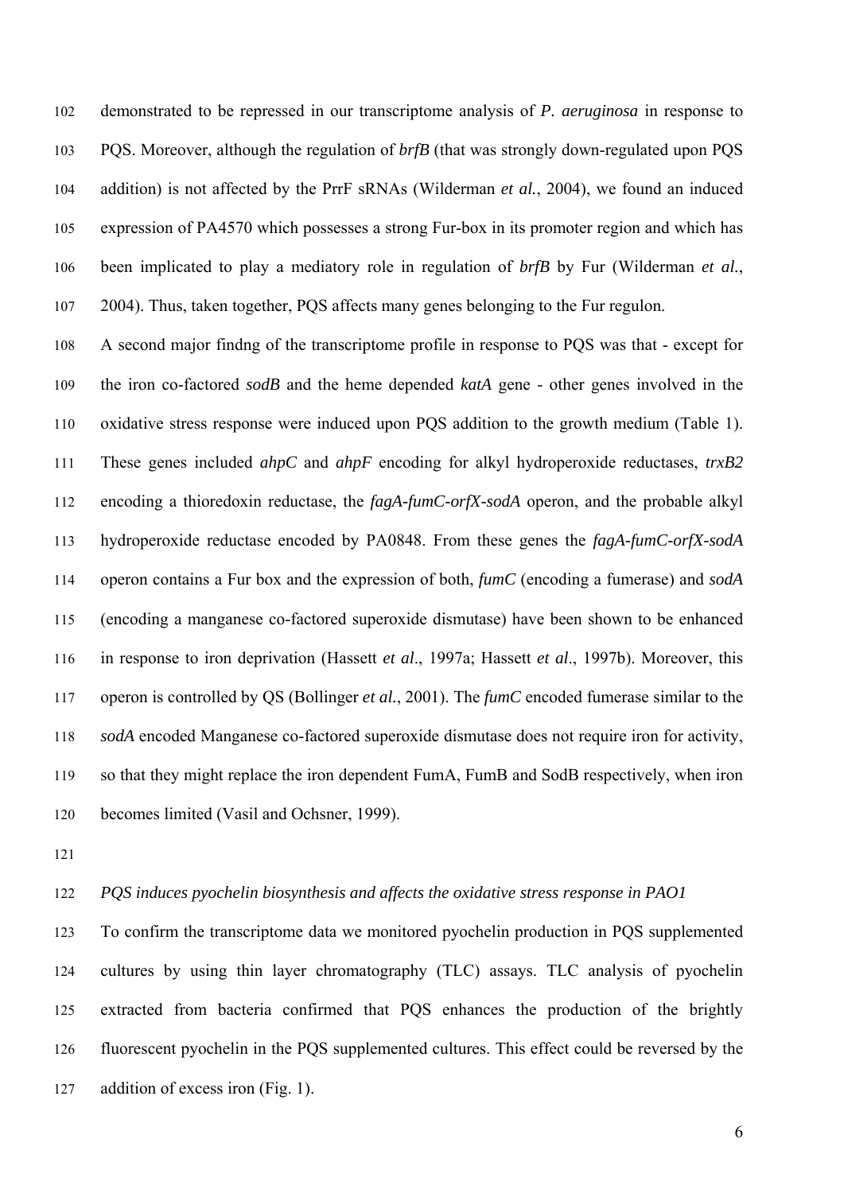demonstrated to be repressed in our transcriptome analysis of *P. aeruginosa* in response to PQS. Moreover, although the regulation of *brfB* (that was strongly down-regulated upon PQS addition) is not affected by the PrrF sRNAs (Wilderman *et al.*, 2004), we found an induced expression of PA4570 which possesses a strong Fur-box in its promoter region and which has been implicated to play a mediatory role in regulation of *brfB* by Fur (Wilderman *et al.*, 2004). Thus, taken together, PQS affects many genes belonging to the Fur regulon.

A second major findng of the transcriptome profile in response to PQS was that - except for the iron co-factored *sodB* and the heme depended *katA* gene - other genes involved in the oxidative stress response were induced upon PQS addition to the growth medium (Table 1). These genes included *ahpC* and *ahpF* encoding for alkyl hydroperoxide reductases, *trxB2* encoding a thioredoxin reductase, the *fagA-fumC-orfX-sodA* operon, and the probable alkyl hydroperoxide reductase encoded by PA0848. From these genes the *fagA-fumC-orfX-sodA* operon contains a Fur box and the expression of both, *fumC* (encoding a fumerase) and *sodA* (encoding a manganese co-factored superoxide dismutase) have been shown to be enhanced in response to iron deprivation (Hassett *et al*., 1997a; Hassett *et al*., 1997b). Moreover, this operon is controlled by QS (Bollinger *et al.*, 2001). The *fumC* encoded fumerase similar to the *sodA* encoded Manganese co-factored superoxide dismutase does not require iron for activity, so that they might replace the iron dependent FumA, FumB and SodB respectively, when iron becomes limited (Vasil and Ochsner, 1999).

*PQS induces pyochelin biosynthesis and affects the oxidative stress response in PAO1*

To confirm the transcriptome data we monitored pyochelin production in PQS supplemented cultures by using thin layer chromatography (TLC) assays. TLC analysis of pyochelin extracted from bacteria confirmed that PQS enhances the production of the brightly fluorescent pyochelin in the PQS supplemented cultures. This effect could be reversed by the addition of excess iron (Fig. 1).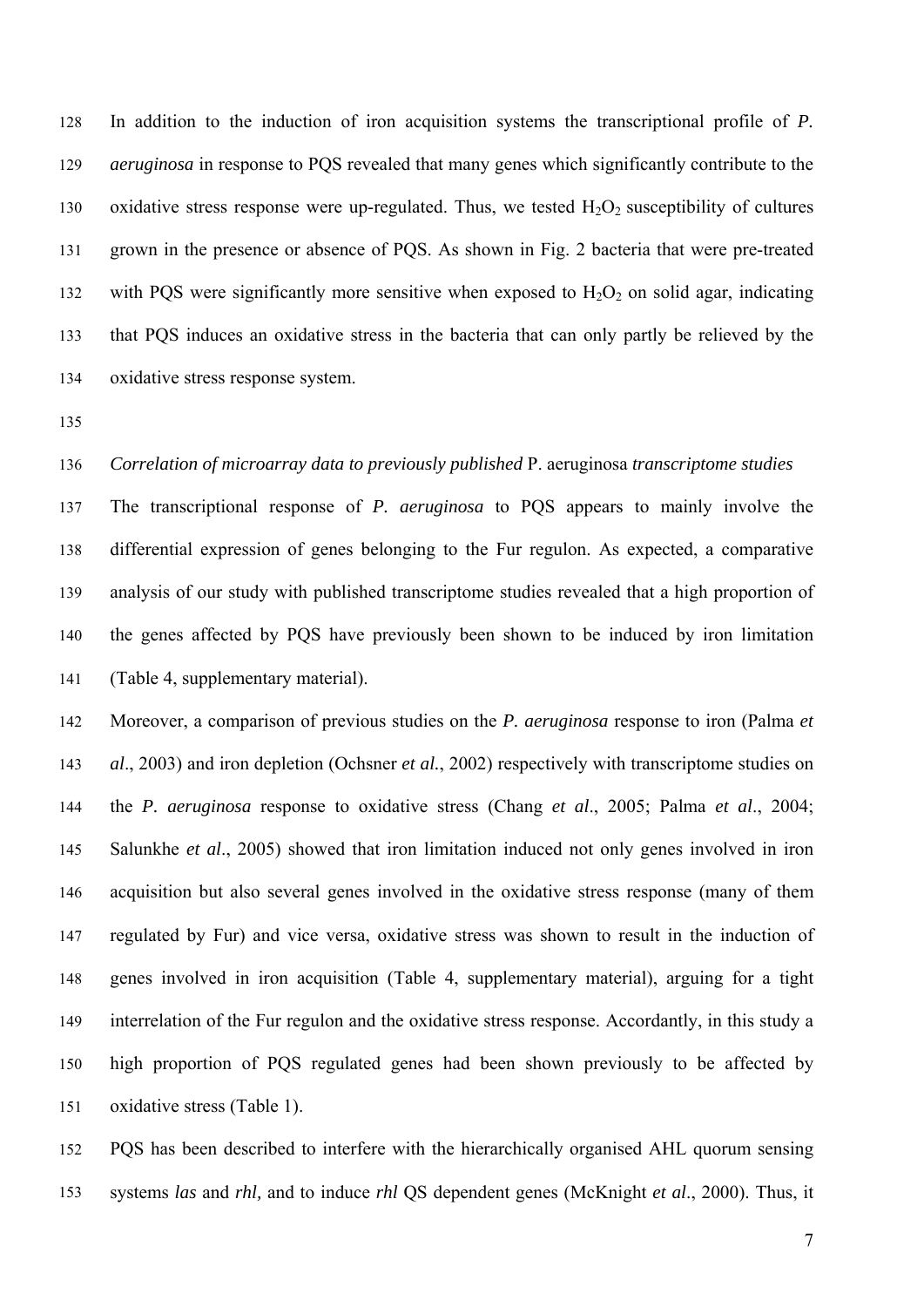In addition to the induction of iron acquisition systems the transcriptional profile of *P. aeruginosa* in response to PQS revealed that many genes which significantly contribute to the oxidative stress response were up-regulated. Thus, we tested $H_2O_2$ susceptibility of cultures grown in the presence or absence of PQS. As shown in Fig. 2 bacteria that were pre-treated with PQS were significantly more sensitive when exposed to $H_2O_2$ on solid agar, indicating that PQS induces an oxidative stress in the bacteria that can only partly be relieved by the oxidative stress response system.

*Correlation of microarray data to previously published* P. aeruginosa *transcriptome studies*

The transcriptional response of *P. aeruginosa* to PQS appears to mainly involve the differential expression of genes belonging to the Fur regulon. As expected, a comparative analysis of our study with published transcriptome studies revealed that a high proportion of the genes affected by PQS have previously been shown to be induced by iron limitation (Table 4, supplementary material).

Moreover, a comparison of previous studies on the *P. aeruginosa* response to iron (Palma *et al*., 2003) and iron depletion (Ochsner *et al.*, 2002) respectively with transcriptome studies on the *P. aeruginosa* response to oxidative stress (Chang *et al*., 2005; Palma *et al*., 2004; Salunkhe *et al*., 2005) showed that iron limitation induced not only genes involved in iron acquisition but also several genes involved in the oxidative stress response (many of them regulated by Fur) and vice versa, oxidative stress was shown to result in the induction of genes involved in iron acquisition (Table 4, supplementary material), arguing for a tight interrelation of the Fur regulon and the oxidative stress response. Accordantly, in this study a high proportion of PQS regulated genes had been shown previously to be affected by oxidative stress (Table 1).

PQS has been described to interfere with the hierarchically organised AHL quorum sensing systems *las* and *rhl,* and to induce *rhl* QS dependent genes (McKnight *et al*., 2000). Thus, it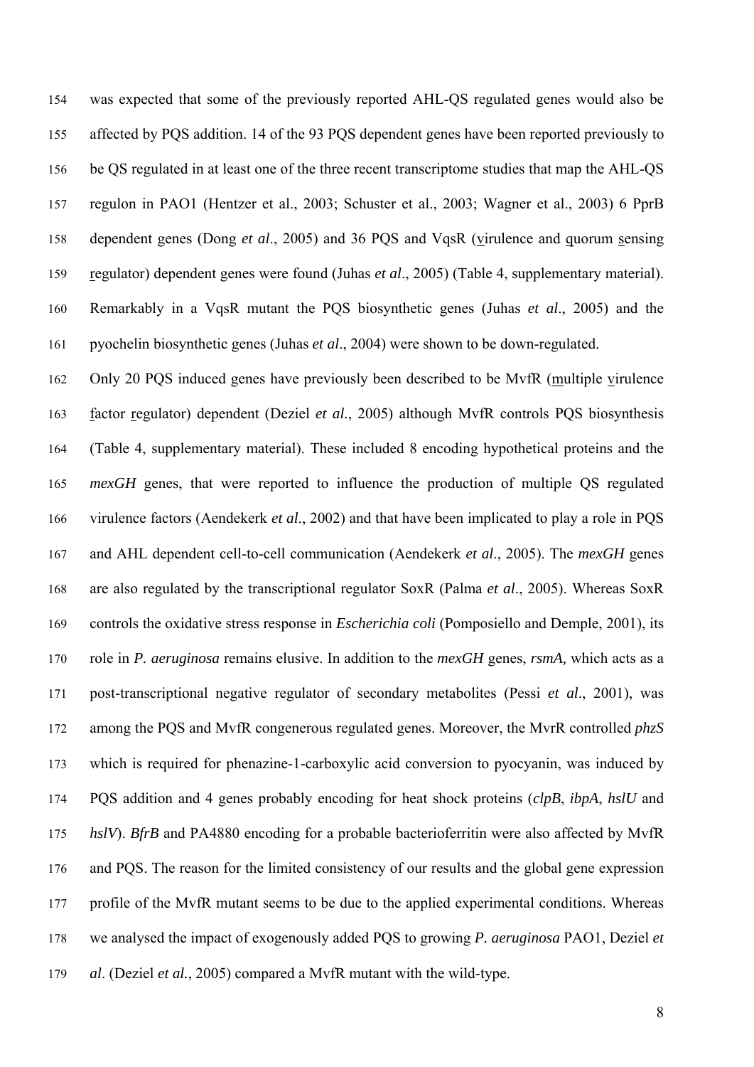was expected that some of the previously reported AHL-QS regulated genes would also be affected by PQS addition. 14 of the 93 PQS dependent genes have been reported previously to be QS regulated in at least one of the three recent transcriptome studies that map the AHL-QS regulon in PAO1 (Hentzer et al., 2003; Schuster et al., 2003; Wagner et al., 2003) 6 PprB dependent genes (Dong *et al*., 2005) and 36 PQS and VqsR (virulence and quorum sensing regulator) dependent genes were found (Juhas *et al*., 2005) (Table 4, supplementary material). Remarkably in a VqsR mutant the PQS biosynthetic genes (Juhas *et al*., 2005) and the pyochelin biosynthetic genes (Juhas *et al*., 2004) were shown to be down-regulated.

Only 20 PQS induced genes have previously been described to be MvfR (multiple virulence factor regulator) dependent (Deziel *et al.*, 2005) although MvfR controls PQS biosynthesis (Table 4, supplementary material). These included 8 encoding hypothetical proteins and the *mexGH* genes, that were reported to influence the production of multiple QS regulated virulence factors (Aendekerk *et al*., 2002) and that have been implicated to play a role in PQS and AHL dependent cell-to-cell communication (Aendekerk *et al*., 2005). The *mexGH* genes are also regulated by the transcriptional regulator SoxR (Palma *et al*., 2005). Whereas SoxR controls the oxidative stress response in *Escherichia coli* (Pomposiello and Demple, 2001), its role in *P. aeruginosa* remains elusive. In addition to the *mexGH* genes, *rsmA,* which acts as a post-transcriptional negative regulator of secondary metabolites (Pessi *et al*., 2001), was among the PQS and MvfR congenerous regulated genes. Moreover, the MvrR controlled *phzS* which is required for phenazine-1-carboxylic acid conversion to pyocyanin, was induced by PQS addition and 4 genes probably encoding for heat shock proteins (*clpB*, *ibpA*, *hslU* and *hslV*). *BfrB* and PA4880 encoding for a probable bacterioferritin were also affected by MvfR and PQS. The reason for the limited consistency of our results and the global gene expression profile of the MvfR mutant seems to be due to the applied experimental conditions. Whereas we analysed the impact of exogenously added PQS to growing *P. aeruginosa* PAO1, Deziel *et al*. (Deziel *et al.*, 2005) compared a MvfR mutant with the wild-type.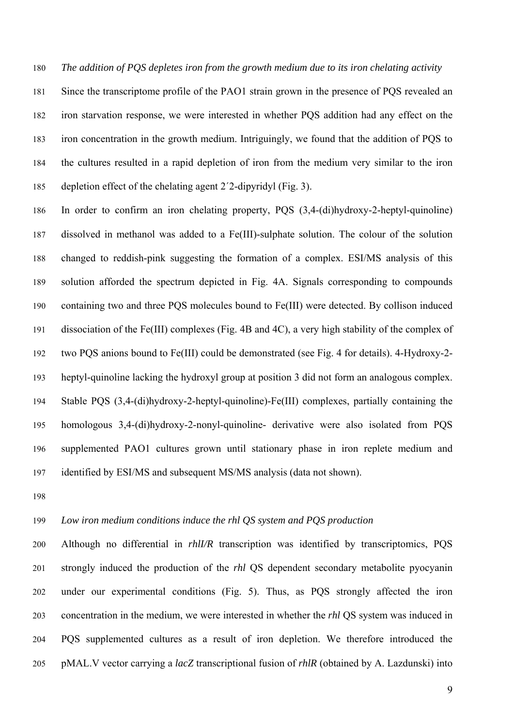*The addition of PQS depletes iron from the growth medium due to its iron chelating activity*

Since the transcriptome profile of the PAO1 strain grown in the presence of PQS revealed an iron starvation response, we were interested in whether PQS addition had any effect on the iron concentration in the growth medium. Intriguingly, we found that the addition of PQS to the cultures resulted in a rapid depletion of iron from the medium very similar to the iron depletion effect of the chelating agent 2´2-dipyridyl (Fig. 3).

In order to confirm an iron chelating property, PQS (3,4-(di)hydroxy-2-heptyl-quinoline) dissolved in methanol was added to a Fe(III)-sulphate solution. The colour of the solution changed to reddish-pink suggesting the formation of a complex. ESI/MS analysis of this solution afforded the spectrum depicted in Fig. 4A. Signals corresponding to compounds containing two and three PQS molecules bound to Fe(III) were detected. By collison induced dissociation of the Fe(III) complexes (Fig. 4B and 4C), a very high stability of the complex of two PQS anions bound to Fe(III) could be demonstrated (see Fig. 4 for details). 4-Hydroxy-2-heptyl-quinoline lacking the hydroxyl group at position 3 did not form an analogous complex. Stable PQS (3,4-(di)hydroxy-2-heptyl-quinoline)-Fe(III) complexes, partially containing the homologous 3,4-(di)hydroxy-2-nonyl-quinoline- derivative were also isolated from PQS supplemented PAO1 cultures grown until stationary phase in iron replete medium and identified by ESI/MS and subsequent MS/MS analysis (data not shown).

*Low iron medium conditions induce the rhl QS system and PQS production*

Although no differential in *rhlI/R* transcription was identified by transcriptomics, PQS strongly induced the production of the *rhl* QS dependent secondary metabolite pyocyanin under our experimental conditions (Fig. 5). Thus, as PQS strongly affected the iron concentration in the medium, we were interested in whether the *rhl* QS system was induced in PQS supplemented cultures as a result of iron depletion. We therefore introduced the pMAL.V vector carrying a *lacZ* transcriptional fusion of *rhlR* (obtained by A. Lazdunski) into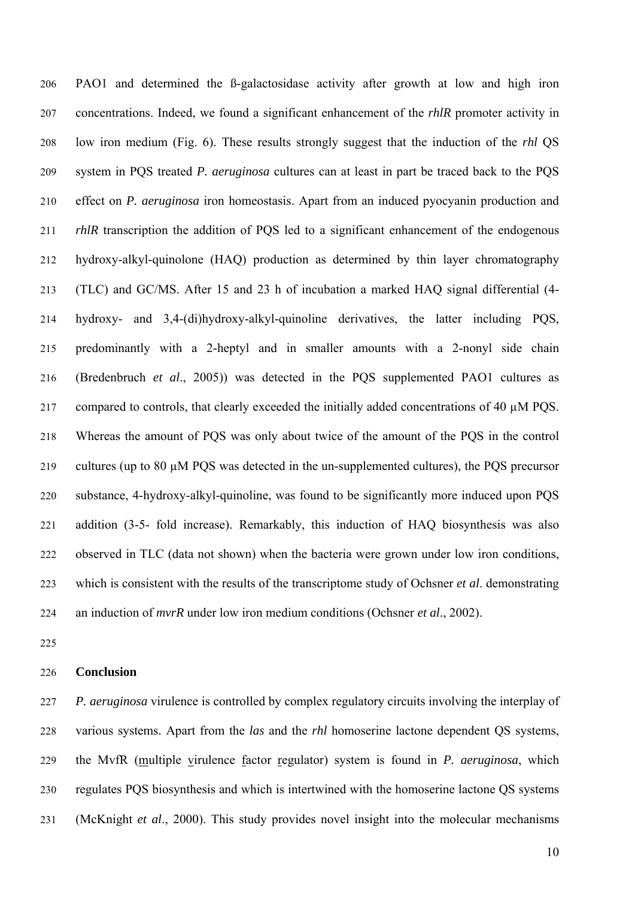PAO1 and determined the ß-galactosidase activity after growth at low and high iron concentrations. Indeed, we found a significant enhancement of the *rhlR* promoter activity in low iron medium (Fig. 6). These results strongly suggest that the induction of the *rhl* QS system in PQS treated *P. aeruginosa* cultures can at least in part be traced back to the PQS effect on *P. aeruginosa* iron homeostasis. Apart from an induced pyocyanin production and *rhlR* transcription the addition of PQS led to a significant enhancement of the endogenous hydroxy-alkyl-quinolone (HAQ) production as determined by thin layer chromatography (TLC) and GC/MS. After 15 and 23 h of incubation a marked HAQ signal differential (4-hydroxy- and 3,4-(di)hydroxy-alkyl-quinoline derivatives, the latter including PQS, predominantly with a 2-heptyl and in smaller amounts with a 2-nonyl side chain (Bredenbruch *et al*., 2005)) was detected in the PQS supplemented PAO1 cultures as compared to controls, that clearly exceeded the initially added concentrations of 40 µM PQS. Whereas the amount of PQS was only about twice of the amount of the PQS in the control cultures (up to 80 µM PQS was detected in the un-supplemented cultures), the PQS precursor substance, 4-hydroxy-alkyl-quinoline, was found to be significantly more induced upon PQS addition (3-5- fold increase). Remarkably, this induction of HAQ biosynthesis was also observed in TLC (data not shown) when the bacteria were grown under low iron conditions, which is consistent with the results of the transcriptome study of Ochsner *et al*. demonstrating an induction of *mvrR* under low iron medium conditions (Ochsner *et al*., 2002).

## Conclusion

*P. aeruginosa* virulence is controlled by complex regulatory circuits involving the interplay of various systems. Apart from the *las* and the *rhl* homoserine lactone dependent QS systems, the MvfR (multiple virulence factor regulator) system is found in *P. aeruginosa*, which regulates PQS biosynthesis and which is intertwined with the homoserine lactone QS systems (McKnight *et al*., 2000). This study provides novel insight into the molecular mechanisms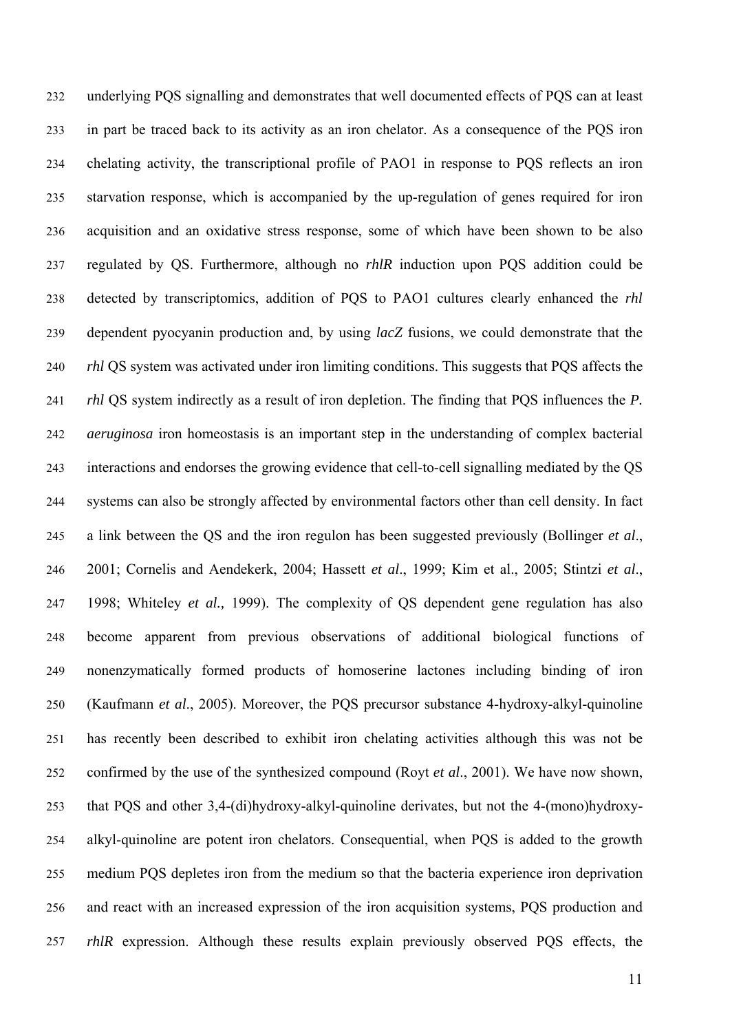underlying PQS signalling and demonstrates that well documented effects of PQS can at least in part be traced back to its activity as an iron chelator. As a consequence of the PQS iron chelating activity, the transcriptional profile of PAO1 in response to PQS reflects an iron starvation response, which is accompanied by the up-regulation of genes required for iron acquisition and an oxidative stress response, some of which have been shown to be also regulated by QS. Furthermore, although no *rhlR* induction upon PQS addition could be detected by transcriptomics, addition of PQS to PAO1 cultures clearly enhanced the *rhl* dependent pyocyanin production and, by using *lacZ* fusions, we could demonstrate that the *rhl* QS system was activated under iron limiting conditions. This suggests that PQS affects the *rhl* QS system indirectly as a result of iron depletion. The finding that PQS influences the *P. aeruginosa* iron homeostasis is an important step in the understanding of complex bacterial interactions and endorses the growing evidence that cell-to-cell signalling mediated by the QS systems can also be strongly affected by environmental factors other than cell density. In fact a link between the QS and the iron regulon has been suggested previously (Bollinger *et al*., 2001; Cornelis and Aendekerk, 2004; Hassett *et al*., 1999; Kim et al., 2005; Stintzi *et al*., 1998; Whiteley *et al.,* 1999). The complexity of QS dependent gene regulation has also become apparent from previous observations of additional biological functions of nonenzymatically formed products of homoserine lactones including binding of iron (Kaufmann *et al*., 2005). Moreover, the PQS precursor substance 4-hydroxy-alkyl-quinoline has recently been described to exhibit iron chelating activities although this was not be confirmed by the use of the synthesized compound (Royt *et al*., 2001). We have now shown, that PQS and other 3,4-(di)hydroxy-alkyl-quinoline derivates, but not the 4-(mono)hydroxy-alkyl-quinoline are potent iron chelators. Consequential, when PQS is added to the growth medium PQS depletes iron from the medium so that the bacteria experience iron deprivation and react with an increased expression of the iron acquisition systems, PQS production and *rhlR* expression. Although these results explain previously observed PQS effects, the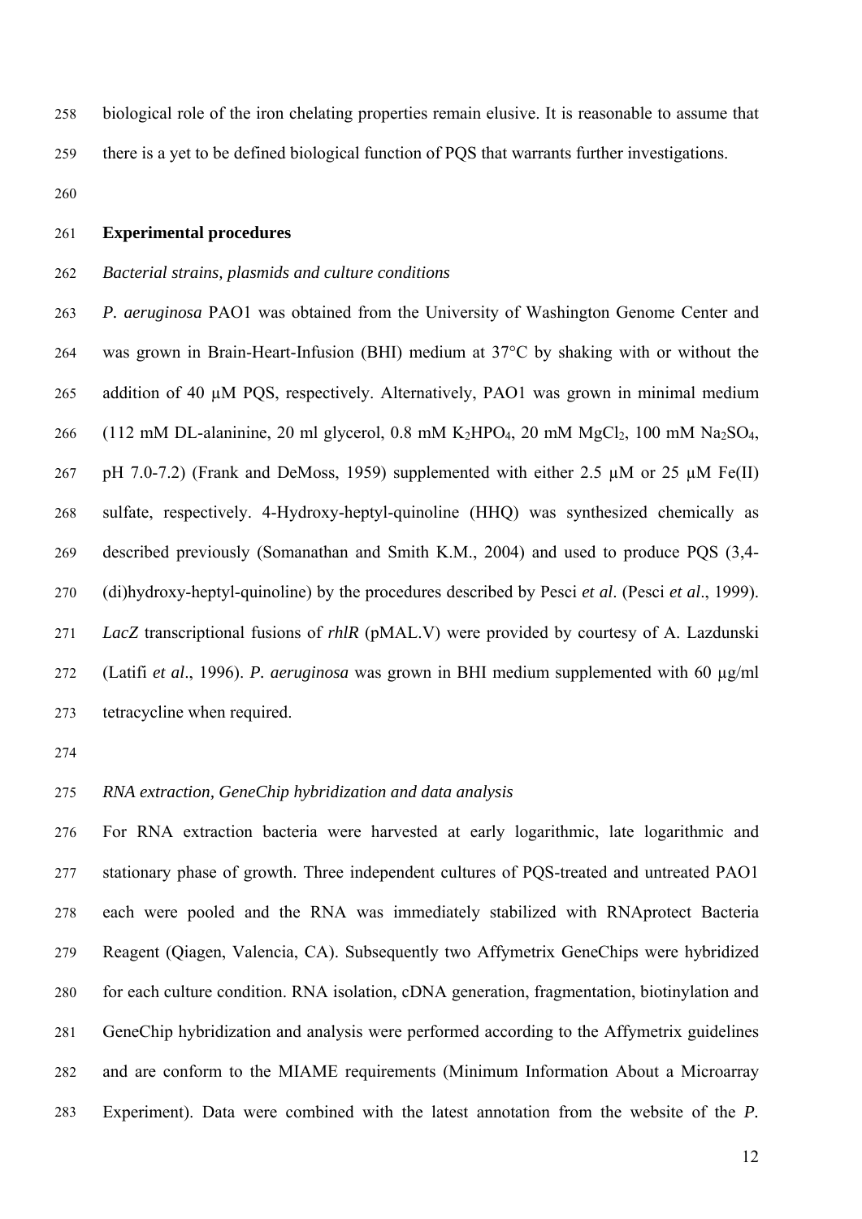biological role of the iron chelating properties remain elusive. It is reasonable to assume that there is a yet to be defined biological function of PQS that warrants further investigations.

## Experimental procedures

### *Bacterial strains, plasmids and culture conditions*

*P. aeruginosa* PAO1 was obtained from the University of Washington Genome Center and was grown in Brain-Heart-Infusion (BHI) medium at 37°C by shaking with or without the addition of 40 μM PQS, respectively. Alternatively, PAO1 was grown in minimal medium (112 mM DL-alaninine, 20 ml glycerol, 0.8 mM $K_2HPO_4$, 20 mM $MgCl_2$, 100 mM $Na_2SO_4$, pH 7.0-7.2) (Frank and DeMoss, 1959) supplemented with either 2.5 μM or 25 μM Fe(II) sulfate, respectively. 4-Hydroxy-heptyl-quinoline (HHQ) was synthesized chemically as described previously (Somanathan and Smith K.M., 2004) and used to produce PQS (3,4-(di)hydroxy-heptyl-quinoline) by the procedures described by Pesci *et al*. (Pesci *et al*., 1999). *LacZ* transcriptional fusions of *rhlR* (pMAL.V) were provided by courtesy of A. Lazdunski (Latifi *et al*., 1996). *P. aeruginosa* was grown in BHI medium supplemented with 60 μg/ml tetracycline when required.

### *RNA extraction, GeneChip hybridization and data analysis*

For RNA extraction bacteria were harvested at early logarithmic, late logarithmic and stationary phase of growth. Three independent cultures of PQS-treated and untreated PAO1 each were pooled and the RNA was immediately stabilized with RNAprotect Bacteria Reagent (Qiagen, Valencia, CA). Subsequently two Affymetrix GeneChips were hybridized for each culture condition. RNA isolation, cDNA generation, fragmentation, biotinylation and GeneChip hybridization and analysis were performed according to the Affymetrix guidelines and are conform to the MIAME requirements (Minimum Information About a Microarray Experiment). Data were combined with the latest annotation from the website of the *P.*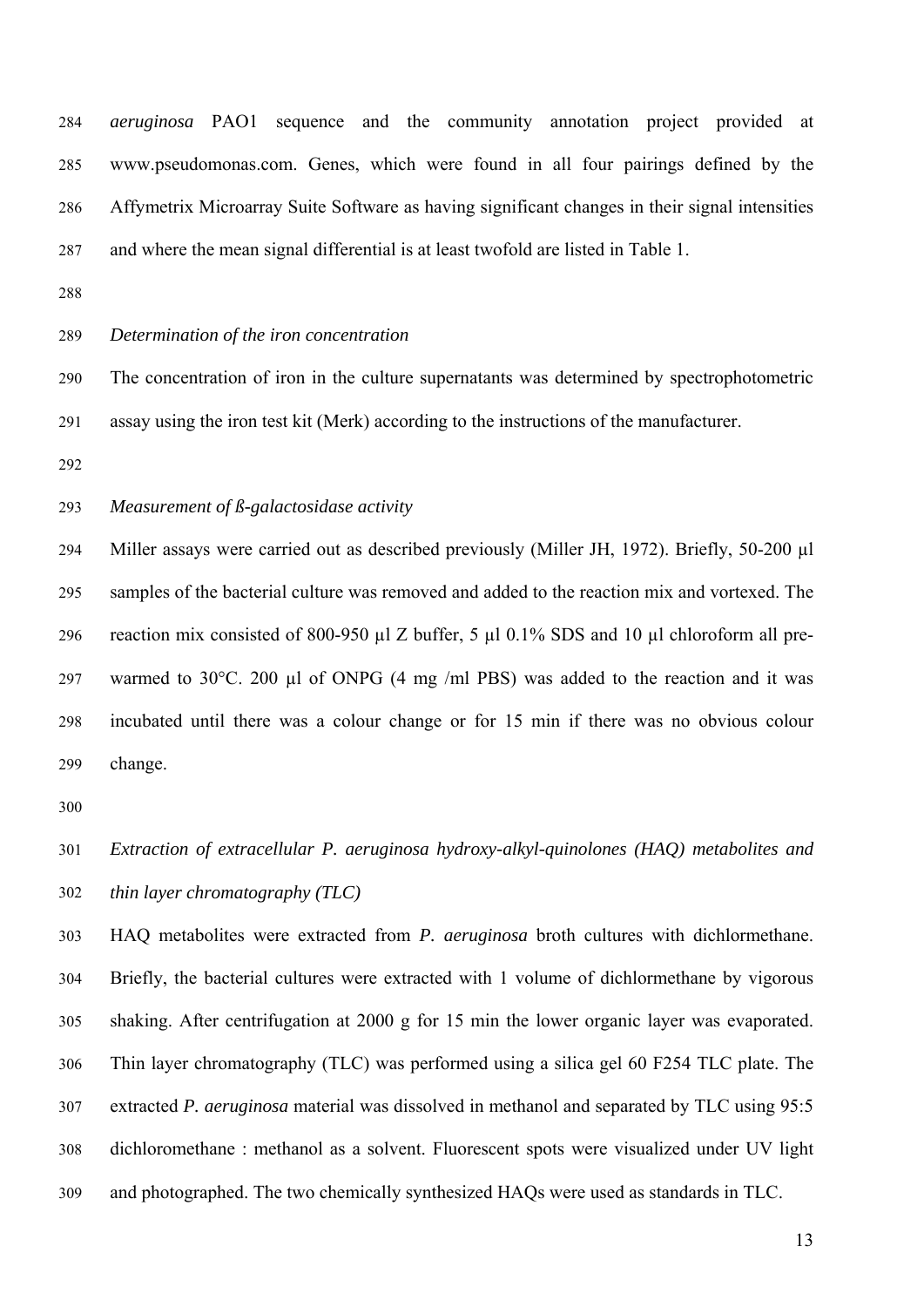*aeruginosa* PAO1 sequence and the community annotation project provided at www.pseudomonas.com. Genes, which were found in all four pairings defined by the Affymetrix Microarray Suite Software as having significant changes in their signal intensities and where the mean signal differential is at least twofold are listed in Table 1.

*Determination of the iron concentration*

The concentration of iron in the culture supernatants was determined by spectrophotometric assay using the iron test kit (Merk) according to the instructions of the manufacturer.

*Measurement of ß-galactosidase activity*

Miller assays were carried out as described previously (Miller JH, 1972). Briefly, 50-200 µl samples of the bacterial culture was removed and added to the reaction mix and vortexed. The reaction mix consisted of 800-950 µl Z buffer, 5 µl 0.1% SDS and 10 µl chloroform all pre-warmed to 30°C. 200 µl of ONPG (4 mg /ml PBS) was added to the reaction and it was incubated until there was a colour change or for 15 min if there was no obvious colour change.

*Extraction of extracellular P. aeruginosa hydroxy-alkyl-quinolones (HAQ) metabolites and thin layer chromatography (TLC)*

HAQ metabolites were extracted from *P. aeruginosa* broth cultures with dichlormethane. Briefly, the bacterial cultures were extracted with 1 volume of dichlormethane by vigorous shaking. After centrifugation at 2000 g for 15 min the lower organic layer was evaporated. Thin layer chromatography (TLC) was performed using a silica gel 60 F254 TLC plate. The extracted *P. aeruginosa* material was dissolved in methanol and separated by TLC using 95:5 dichloromethane : methanol as a solvent. Fluorescent spots were visualized under UV light and photographed. The two chemically synthesized HAQs were used as standards in TLC.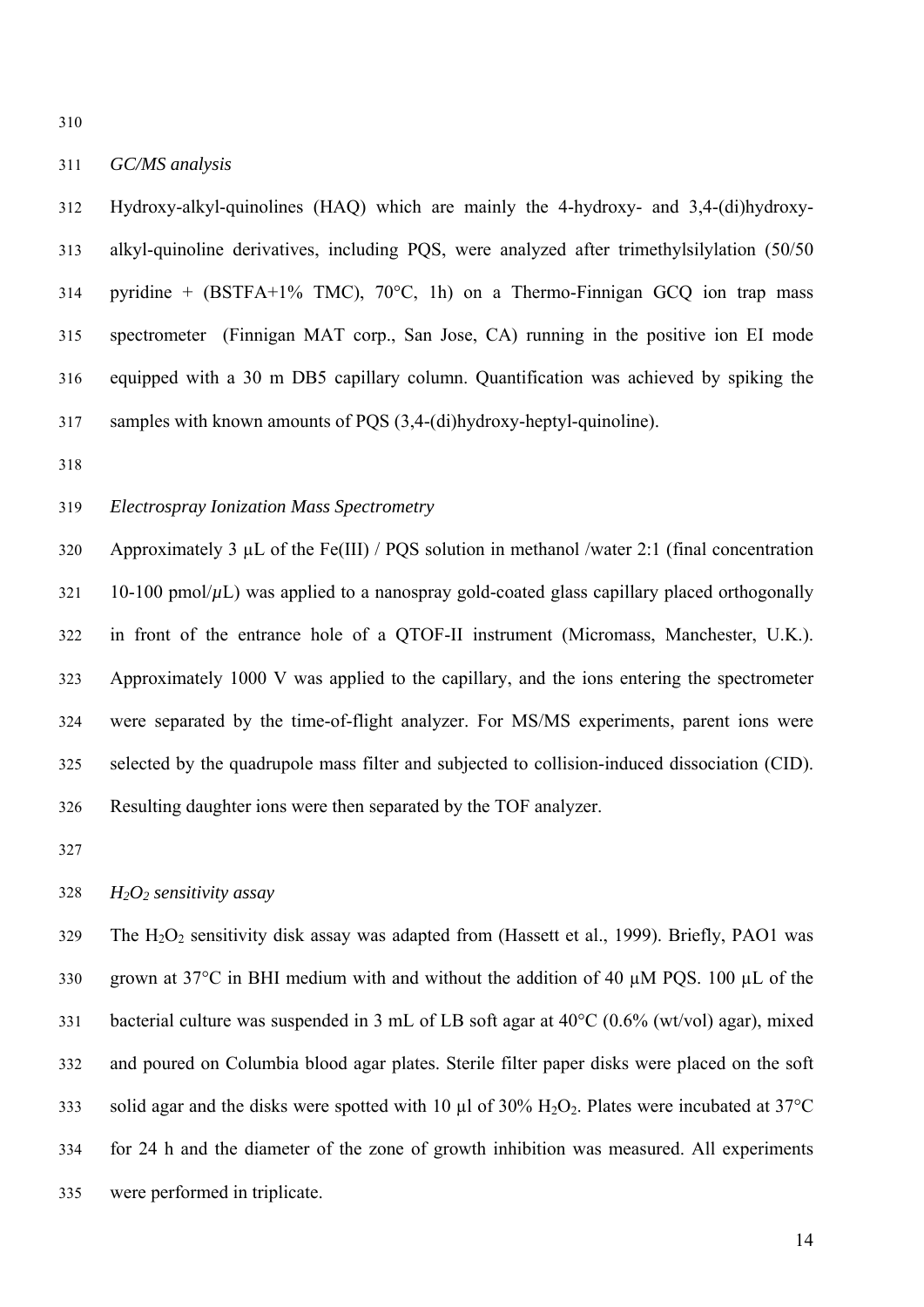*GC/MS analysis*

Hydroxy-alkyl-quinolines (HAQ) which are mainly the 4-hydroxy- and 3,4-(di)hydroxy-alkyl-quinoline derivatives, including PQS, were analyzed after trimethylsilylation (50/50 pyridine + (BSTFA+1% TMC), 70°C, 1h) on a Thermo-Finnigan GCQ ion trap mass spectrometer (Finnigan MAT corp., San Jose, CA) running in the positive ion EI mode equipped with a 30 m DB5 capillary column. Quantification was achieved by spiking the samples with known amounts of PQS (3,4-(di)hydroxy-heptyl-quinoline).

*Electrospray Ionization Mass Spectrometry*

Approximately 3 µL of the Fe(III) / PQS solution in methanol /water 2:1 (final concentration 10-100 pmol/µL) was applied to a nanospray gold-coated glass capillary placed orthogonally in front of the entrance hole of a QTOF-II instrument (Micromass, Manchester, U.K.). Approximately 1000 V was applied to the capillary, and the ions entering the spectrometer were separated by the time-of-flight analyzer. For MS/MS experiments, parent ions were selected by the quadrupole mass filter and subjected to collision-induced dissociation (CID). Resulting daughter ions were then separated by the TOF analyzer.

*$H_2O_2$ sensitivity assay*

The $H_2O_2$ sensitivity disk assay was adapted from (Hassett et al., 1999). Briefly, PAO1 was grown at 37°C in BHI medium with and without the addition of 40 µM PQS. 100 µL of the bacterial culture was suspended in 3 mL of LB soft agar at 40°C (0.6% (wt/vol) agar), mixed and poured on Columbia blood agar plates. Sterile filter paper disks were placed on the soft solid agar and the disks were spotted with 10 µl of 30% $H_2O_2$. Plates were incubated at 37°C for 24 h and the diameter of the zone of growth inhibition was measured. All experiments were performed in triplicate.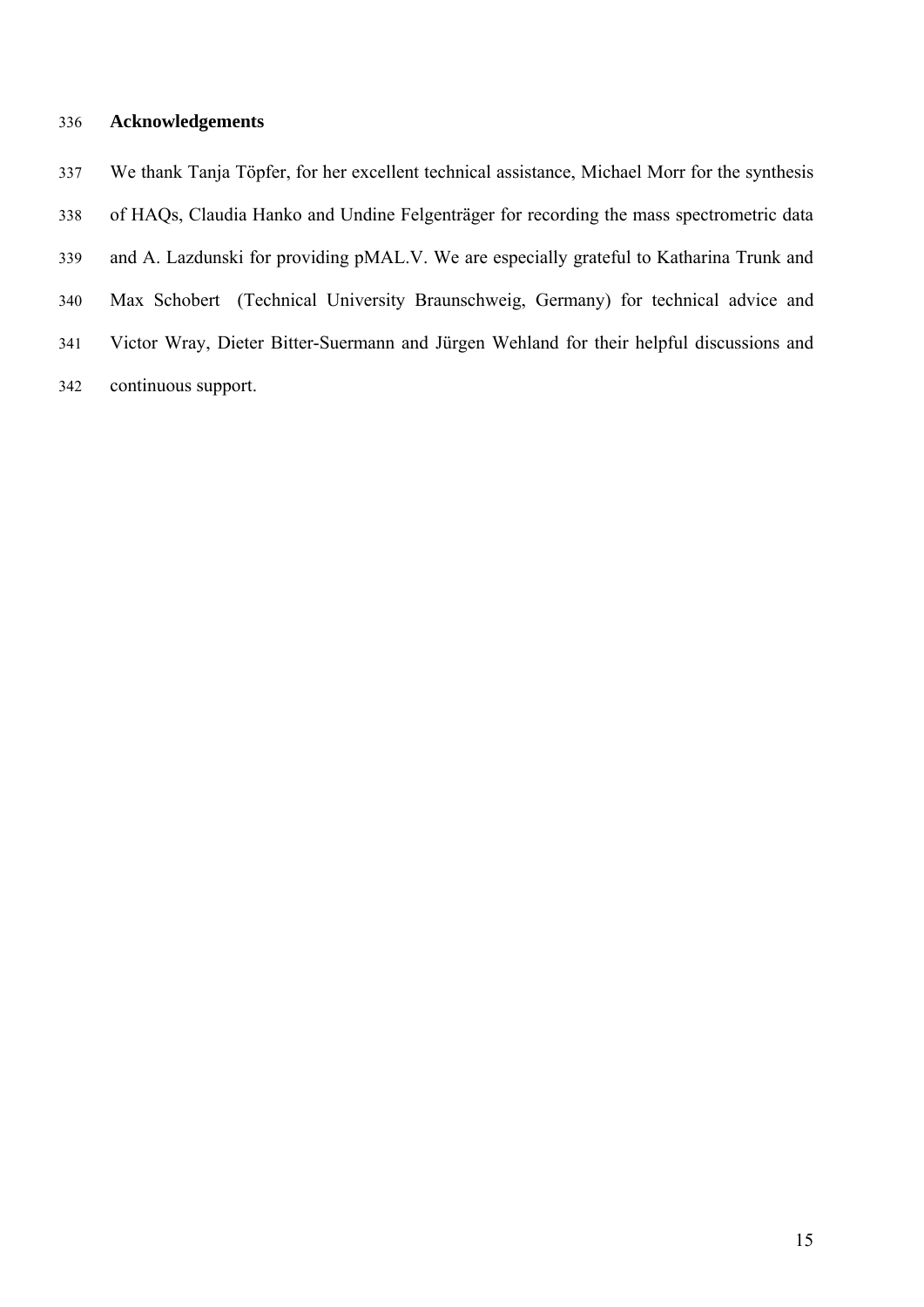## Acknowledgements

We thank Tanja Töpfer, for her excellent technical assistance, Michael Morr for the synthesis of HAQs, Claudia Hanko and Undine Felgenträger for recording the mass spectrometric data and A. Lazdunski for providing pMAL.V. We are especially grateful to Katharina Trunk and Max Schobert (Technical University Braunschweig, Germany) for technical advice and Victor Wray, Dieter Bitter-Suermann and Jürgen Wehland for their helpful discussions and continuous support.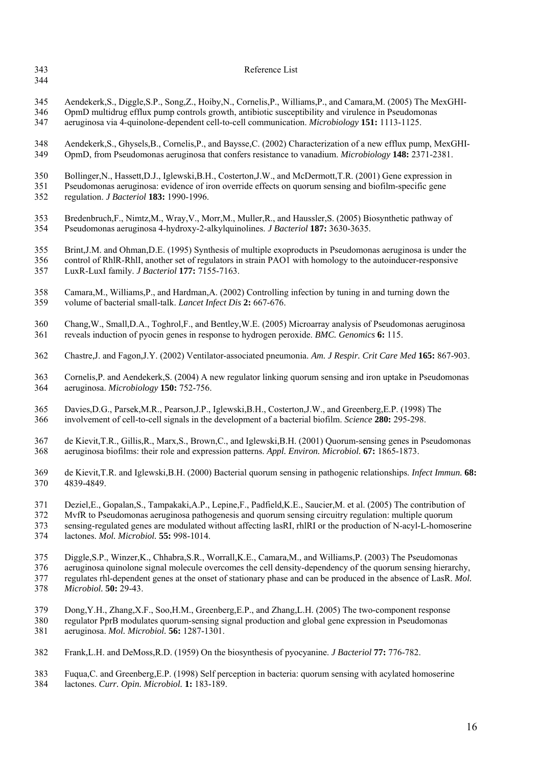# Reference List

Aendekerk,S., Diggle,S.P., Song,Z., Hoiby,N., Cornelis,P., Williams,P., and Camara,M. (2005) The MexGHI-OpmD multidrug efflux pump controls growth, antibiotic susceptibility and virulence in Pseudomonas aeruginosa via 4-quinolone-dependent cell-to-cell communication. *Microbiology* **151:** 1113-1125.

Aendekerk,S., Ghysels,B., Cornelis,P., and Baysse,C. (2002) Characterization of a new efflux pump, MexGHI-OpmD, from Pseudomonas aeruginosa that confers resistance to vanadium. *Microbiology* **148:** 2371-2381.

Bollinger,N., Hassett,D.J., Iglewski,B.H., Costerton,J.W., and McDermott,T.R. (2001) Gene expression in Pseudomonas aeruginosa: evidence of iron override effects on quorum sensing and biofilm-specific gene regulation. *J Bacteriol* **183:** 1990-1996.

Bredenbruch,F., Nimtz,M., Wray,V., Morr,M., Muller,R., and Haussler,S. (2005) Biosynthetic pathway of Pseudomonas aeruginosa 4-hydroxy-2-alkylquinolines. *J Bacteriol* **187:** 3630-3635.

Brint,J.M. and Ohman,D.E. (1995) Synthesis of multiple exoproducts in Pseudomonas aeruginosa is under the control of RhlR-RhlI, another set of regulators in strain PAO1 with homology to the autoinducer-responsive LuxR-LuxI family. *J Bacteriol* **177:** 7155-7163.

Camara,M., Williams,P., and Hardman,A. (2002) Controlling infection by tuning in and turning down the volume of bacterial small-talk. *Lancet Infect Dis* **2:** 667-676.

Chang,W., Small,D.A., Toghrol,F., and Bentley,W.E. (2005) Microarray analysis of Pseudomonas aeruginosa reveals induction of pyocin genes in response to hydrogen peroxide. *BMC. Genomics* **6:** 115.

Chastre,J. and Fagon,J.Y. (2002) Ventilator-associated pneumonia. *Am. J Respir. Crit Care Med* **165:** 867-903.

Cornelis,P. and Aendekerk,S. (2004) A new regulator linking quorum sensing and iron uptake in Pseudomonas aeruginosa. *Microbiology* **150:** 752-756.

Davies,D.G., Parsek,M.R., Pearson,J.P., Iglewski,B.H., Costerton,J.W., and Greenberg,E.P. (1998) The involvement of cell-to-cell signals in the development of a bacterial biofilm. *Science* **280:** 295-298.

de Kievit,T.R., Gillis,R., Marx,S., Brown,C., and Iglewski,B.H. (2001) Quorum-sensing genes in Pseudomonas aeruginosa biofilms: their role and expression patterns. *Appl. Environ. Microbiol.* **67:** 1865-1873.

de Kievit,T.R. and Iglewski,B.H. (2000) Bacterial quorum sensing in pathogenic relationships. *Infect Immun.* **68:** 4839-4849.

Deziel,E., Gopalan,S., Tampakaki,A.P., Lepine,F., Padfield,K.E., Saucier,M. et al. (2005) The contribution of MvfR to Pseudomonas aeruginosa pathogenesis and quorum sensing circuitry regulation: multiple quorum sensing-regulated genes are modulated without affecting lasRI, rhlRI or the production of N-acyl-L-homoserine lactones. *Mol. Microbiol.* **55:** 998-1014.

Diggle,S.P., Winzer,K., Chhabra,S.R., Worrall,K.E., Camara,M., and Williams,P. (2003) The Pseudomonas aeruginosa quinolone signal molecule overcomes the cell density-dependency of the quorum sensing hierarchy, regulates rhl-dependent genes at the onset of stationary phase and can be produced in the absence of LasR. *Mol. Microbiol.* **50:** 29-43.

Dong,Y.H., Zhang,X.F., Soo,H.M., Greenberg,E.P., and Zhang,L.H. (2005) The two-component response regulator PprB modulates quorum-sensing signal production and global gene expression in Pseudomonas aeruginosa. *Mol. Microbiol.* **56:** 1287-1301.

Frank,L.H. and DeMoss,R.D. (1959) On the biosynthesis of pyocyanine. *J Bacteriol* **77:** 776-782.

Fuqua,C. and Greenberg,E.P. (1998) Self perception in bacteria: quorum sensing with acylated homoserine lactones. *Curr. Opin. Microbiol.* **1:** 183-189.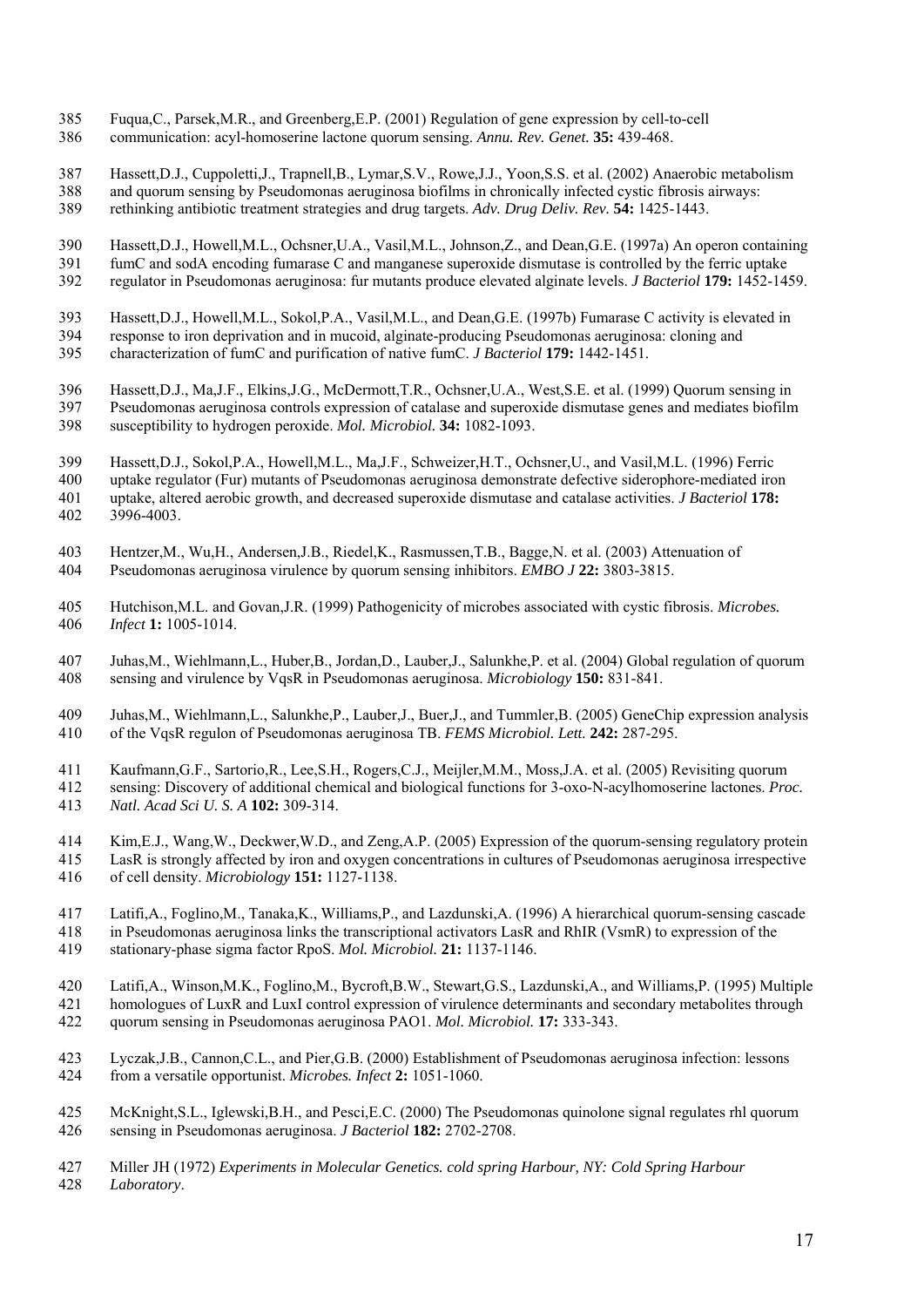Fuqua,C., Parsek,M.R., and Greenberg,E.P. (2001) Regulation of gene expression by cell-to-cell communication: acyl-homoserine lactone quorum sensing. *Annu. Rev. Genet.* **35:** 439-468.

Hassett,D.J., Cuppoletti,J., Trapnell,B., Lymar,S.V., Rowe,J.J., Yoon,S.S. et al. (2002) Anaerobic metabolism and quorum sensing by Pseudomonas aeruginosa biofilms in chronically infected cystic fibrosis airways: rethinking antibiotic treatment strategies and drug targets. *Adv. Drug Deliv. Rev.* **54:** 1425-1443.

Hassett,D.J., Howell,M.L., Ochsner,U.A., Vasil,M.L., Johnson,Z., and Dean,G.E. (1997a) An operon containing fumC and sodA encoding fumarase C and manganese superoxide dismutase is controlled by the ferric uptake regulator in Pseudomonas aeruginosa: fur mutants produce elevated alginate levels. *J Bacteriol* **179:** 1452-1459.

Hassett,D.J., Howell,M.L., Sokol,P.A., Vasil,M.L., and Dean,G.E. (1997b) Fumarase C activity is elevated in response to iron deprivation and in mucoid, alginate-producing Pseudomonas aeruginosa: cloning and characterization of fumC and purification of native fumC. *J Bacteriol* **179:** 1442-1451.

Hassett,D.J., Ma,J.F., Elkins,J.G., McDermott,T.R., Ochsner,U.A., West,S.E. et al. (1999) Quorum sensing in Pseudomonas aeruginosa controls expression of catalase and superoxide dismutase genes and mediates biofilm susceptibility to hydrogen peroxide. *Mol. Microbiol.* **34:** 1082-1093.

Hassett,D.J., Sokol,P.A., Howell,M.L., Ma,J.F., Schweizer,H.T., Ochsner,U., and Vasil,M.L. (1996) Ferric uptake regulator (Fur) mutants of Pseudomonas aeruginosa demonstrate defective siderophore-mediated iron uptake, altered aerobic growth, and decreased superoxide dismutase and catalase activities. *J Bacteriol* **178:** 3996-4003.

Hentzer,M., Wu,H., Andersen,J.B., Riedel,K., Rasmussen,T.B., Bagge,N. et al. (2003) Attenuation of Pseudomonas aeruginosa virulence by quorum sensing inhibitors. *EMBO J* **22:** 3803-3815.

Hutchison,M.L. and Govan,J.R. (1999) Pathogenicity of microbes associated with cystic fibrosis. *Microbes. Infect* **1:** 1005-1014.

Juhas,M., Wiehlmann,L., Huber,B., Jordan,D., Lauber,J., Salunkhe,P. et al. (2004) Global regulation of quorum sensing and virulence by VqsR in Pseudomonas aeruginosa. *Microbiology* **150:** 831-841.

Juhas,M., Wiehlmann,L., Salunkhe,P., Lauber,J., Buer,J., and Tummler,B. (2005) GeneChip expression analysis of the VqsR regulon of Pseudomonas aeruginosa TB. *FEMS Microbiol. Lett.* **242:** 287-295.

Kaufmann,G.F., Sartorio,R., Lee,S.H., Rogers,C.J., Meijler,M.M., Moss,J.A. et al. (2005) Revisiting quorum sensing: Discovery of additional chemical and biological functions for 3-oxo-N-acylhomoserine lactones. *Proc. Natl. Acad Sci U. S. A* **102:** 309-314.

Kim,E.J., Wang,W., Deckwer,W.D., and Zeng,A.P. (2005) Expression of the quorum-sensing regulatory protein LasR is strongly affected by iron and oxygen concentrations in cultures of Pseudomonas aeruginosa irrespective of cell density. *Microbiology* **151:** 1127-1138.

Latifi,A., Foglino,M., Tanaka,K., Williams,P., and Lazdunski,A. (1996) A hierarchical quorum-sensing cascade in Pseudomonas aeruginosa links the transcriptional activators LasR and RhIR (VsmR) to expression of the stationary-phase sigma factor RpoS. *Mol. Microbiol.* **21:** 1137-1146.

Latifi,A., Winson,M.K., Foglino,M., Bycroft,B.W., Stewart,G.S., Lazdunski,A., and Williams,P. (1995) Multiple homologues of LuxR and LuxI control expression of virulence determinants and secondary metabolites through quorum sensing in Pseudomonas aeruginosa PAO1. *Mol. Microbiol.* **17:** 333-343.

Lyczak,J.B., Cannon,C.L., and Pier,G.B. (2000) Establishment of Pseudomonas aeruginosa infection: lessons from a versatile opportunist. *Microbes. Infect* **2:** 1051-1060.

McKnight,S.L., Iglewski,B.H., and Pesci,E.C. (2000) The Pseudomonas quinolone signal regulates rhl quorum sensing in Pseudomonas aeruginosa. *J Bacteriol* **182:** 2702-2708.

Miller JH (1972) *Experiments in Molecular Genetics. cold spring Harbour, NY: Cold Spring Harbour Laboratory*.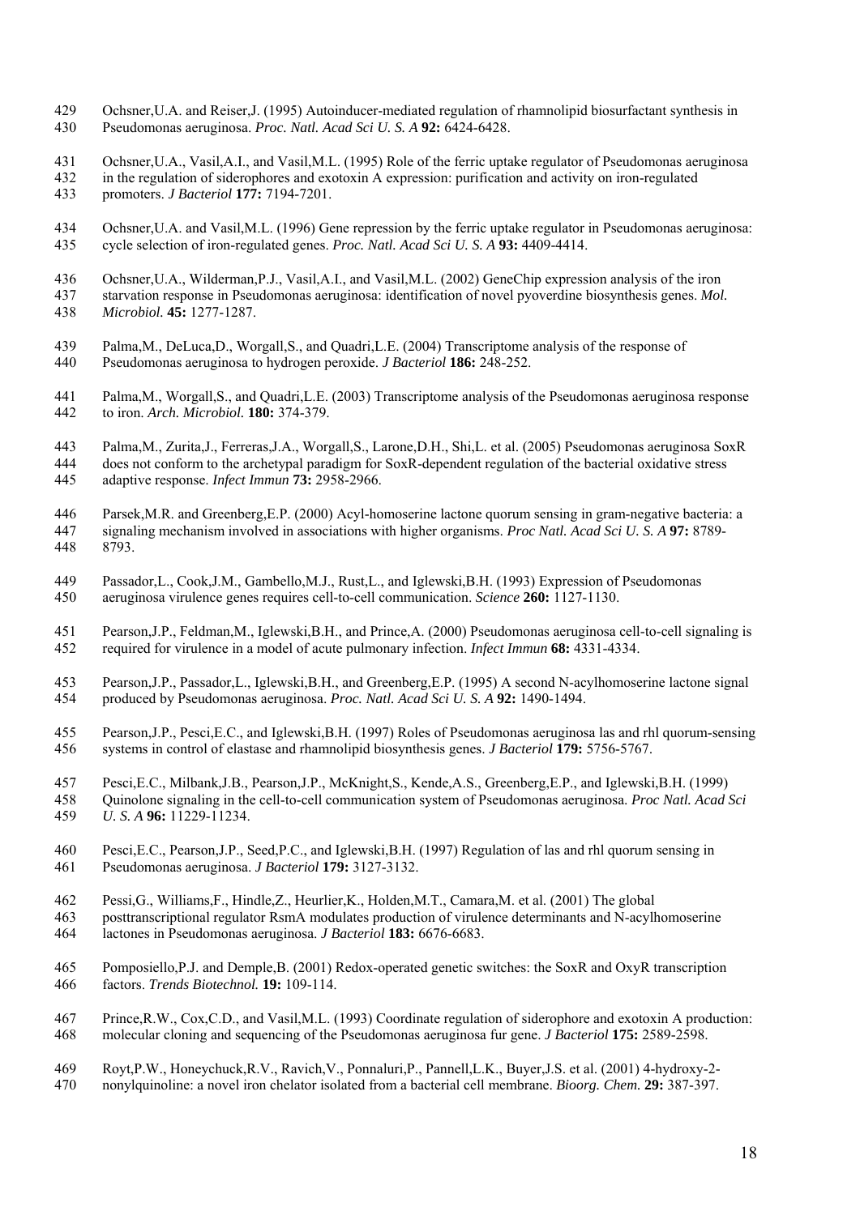Ochsner,U.A. and Reiser,J. (1995) Autoinducer-mediated regulation of rhamnolipid biosurfactant synthesis in Pseudomonas aeruginosa. *Proc. Natl. Acad Sci U. S. A* **92:** 6424-6428.

Ochsner,U.A., Vasil,A.I., and Vasil,M.L. (1995) Role of the ferric uptake regulator of Pseudomonas aeruginosa in the regulation of siderophores and exotoxin A expression: purification and activity on iron-regulated promoters. *J Bacteriol* **177:** 7194-7201.

Ochsner,U.A. and Vasil,M.L. (1996) Gene repression by the ferric uptake regulator in Pseudomonas aeruginosa: cycle selection of iron-regulated genes. *Proc. Natl. Acad Sci U. S. A* **93:** 4409-4414.

Ochsner,U.A., Wilderman,P.J., Vasil,A.I., and Vasil,M.L. (2002) GeneChip expression analysis of the iron starvation response in Pseudomonas aeruginosa: identification of novel pyoverdine biosynthesis genes. *Mol. Microbiol.* **45:** 1277-1287.

Palma,M., DeLuca,D., Worgall,S., and Quadri,L.E. (2004) Transcriptome analysis of the response of Pseudomonas aeruginosa to hydrogen peroxide. *J Bacteriol* **186:** 248-252.

Palma,M., Worgall,S., and Quadri,L.E. (2003) Transcriptome analysis of the Pseudomonas aeruginosa response to iron. *Arch. Microbiol.* **180:** 374-379.

Palma,M., Zurita,J., Ferreras,J.A., Worgall,S., Larone,D.H., Shi,L. et al. (2005) Pseudomonas aeruginosa SoxR does not conform to the archetypal paradigm for SoxR-dependent regulation of the bacterial oxidative stress adaptive response. *Infect Immun* **73:** 2958-2966.

Parsek,M.R. and Greenberg,E.P. (2000) Acyl-homoserine lactone quorum sensing in gram-negative bacteria: a signaling mechanism involved in associations with higher organisms. *Proc Natl. Acad Sci U. S. A* **97:** 8789-8793.

Passador,L., Cook,J.M., Gambello,M.J., Rust,L., and Iglewski,B.H. (1993) Expression of Pseudomonas aeruginosa virulence genes requires cell-to-cell communication. *Science* **260:** 1127-1130.

Pearson,J.P., Feldman,M., Iglewski,B.H., and Prince,A. (2000) Pseudomonas aeruginosa cell-to-cell signaling is required for virulence in a model of acute pulmonary infection. *Infect Immun* **68:** 4331-4334.

Pearson,J.P., Passador,L., Iglewski,B.H., and Greenberg,E.P. (1995) A second N-acylhomoserine lactone signal produced by Pseudomonas aeruginosa. *Proc. Natl. Acad Sci U. S. A* **92:** 1490-1494.

Pearson,J.P., Pesci,E.C., and Iglewski,B.H. (1997) Roles of Pseudomonas aeruginosa las and rhl quorum-sensing systems in control of elastase and rhamnolipid biosynthesis genes. *J Bacteriol* **179:** 5756-5767.

Pesci,E.C., Milbank,J.B., Pearson,J.P., McKnight,S., Kende,A.S., Greenberg,E.P., and Iglewski,B.H. (1999) Quinolone signaling in the cell-to-cell communication system of Pseudomonas aeruginosa. *Proc Natl. Acad Sci U. S. A* **96:** 11229-11234.

Pesci,E.C., Pearson,J.P., Seed,P.C., and Iglewski,B.H. (1997) Regulation of las and rhl quorum sensing in Pseudomonas aeruginosa. *J Bacteriol* **179:** 3127-3132.

Pessi,G., Williams,F., Hindle,Z., Heurlier,K., Holden,M.T., Camara,M. et al. (2001) The global posttranscriptional regulator RsmA modulates production of virulence determinants and N-acylhomoserine lactones in Pseudomonas aeruginosa. *J Bacteriol* **183:** 6676-6683.

Pomposiello,P.J. and Demple,B. (2001) Redox-operated genetic switches: the SoxR and OxyR transcription factors. *Trends Biotechnol.* **19:** 109-114.

Prince,R.W., Cox,C.D., and Vasil,M.L. (1993) Coordinate regulation of siderophore and exotoxin A production: molecular cloning and sequencing of the Pseudomonas aeruginosa fur gene. *J Bacteriol* **175:** 2589-2598.

Royt,P.W., Honeychuck,R.V., Ravich,V., Ponnaluri,P., Pannell,L.K., Buyer,J.S. et al. (2001) 4-hydroxy-2-nonylquinoline: a novel iron chelator isolated from a bacterial cell membrane. *Bioorg. Chem.* **29:** 387-397.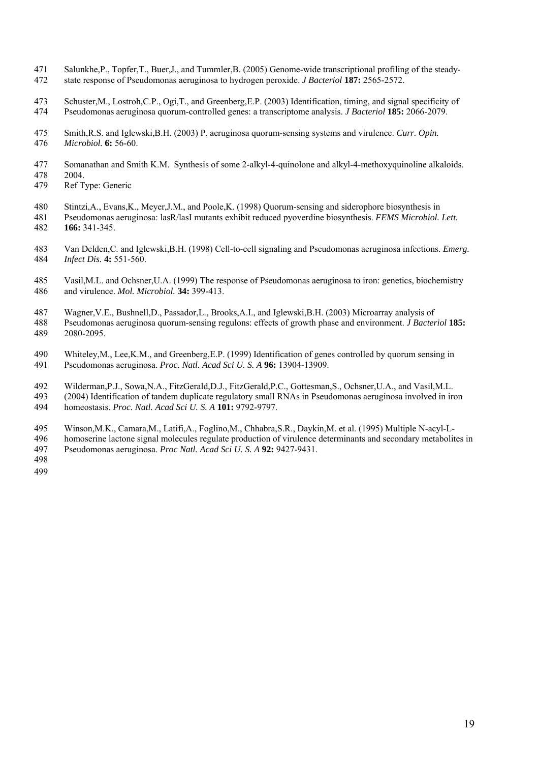Salunkhe,P., Topfer,T., Buer,J., and Tummler,B. (2005) Genome-wide transcriptional profiling of the steady-state response of Pseudomonas aeruginosa to hydrogen peroxide. *J Bacteriol* **187:** 2565-2572.

Schuster,M., Lostroh,C.P., Ogi,T., and Greenberg,E.P. (2003) Identification, timing, and signal specificity of Pseudomonas aeruginosa quorum-controlled genes: a transcriptome analysis. *J Bacteriol* **185:** 2066-2079.

Smith,R.S. and Iglewski,B.H. (2003) P. aeruginosa quorum-sensing systems and virulence. *Curr. Opin. Microbiol.* **6:** 56-60.

Somanathan and Smith K.M. Synthesis of some 2-alkyl-4-quinolone and alkyl-4-methoxyquinoline alkaloids. 2004.
Ref Type: Generic

Stintzi,A., Evans,K., Meyer,J.M., and Poole,K. (1998) Quorum-sensing and siderophore biosynthesis in Pseudomonas aeruginosa: lasR/lasI mutants exhibit reduced pyoverdine biosynthesis. *FEMS Microbiol. Lett.* **166:** 341-345.

Van Delden,C. and Iglewski,B.H. (1998) Cell-to-cell signaling and Pseudomonas aeruginosa infections. *Emerg. Infect Dis.* **4:** 551-560.

Vasil,M.L. and Ochsner,U.A. (1999) The response of Pseudomonas aeruginosa to iron: genetics, biochemistry and virulence. *Mol. Microbiol.* **34:** 399-413.

Wagner,V.E., Bushnell,D., Passador,L., Brooks,A.I., and Iglewski,B.H. (2003) Microarray analysis of Pseudomonas aeruginosa quorum-sensing regulons: effects of growth phase and environment. *J Bacteriol* **185:** 2080-2095.

Whiteley,M., Lee,K.M., and Greenberg,E.P. (1999) Identification of genes controlled by quorum sensing in Pseudomonas aeruginosa. *Proc. Natl. Acad Sci U. S. A* **96:** 13904-13909.

Wilderman,P.J., Sowa,N.A., FitzGerald,D.J., FitzGerald,P.C., Gottesman,S., Ochsner,U.A., and Vasil,M.L. (2004) Identification of tandem duplicate regulatory small RNAs in Pseudomonas aeruginosa involved in iron homeostasis. *Proc. Natl. Acad Sci U. S. A* **101:** 9792-9797.

Winson,M.K., Camara,M., Latifi,A., Foglino,M., Chhabra,S.R., Daykin,M. et al. (1995) Multiple N-acyl-L-homoserine lactone signal molecules regulate production of virulence determinants and secondary metabolites in Pseudomonas aeruginosa. *Proc Natl. Acad Sci U. S. A* **92:** 9427-9431.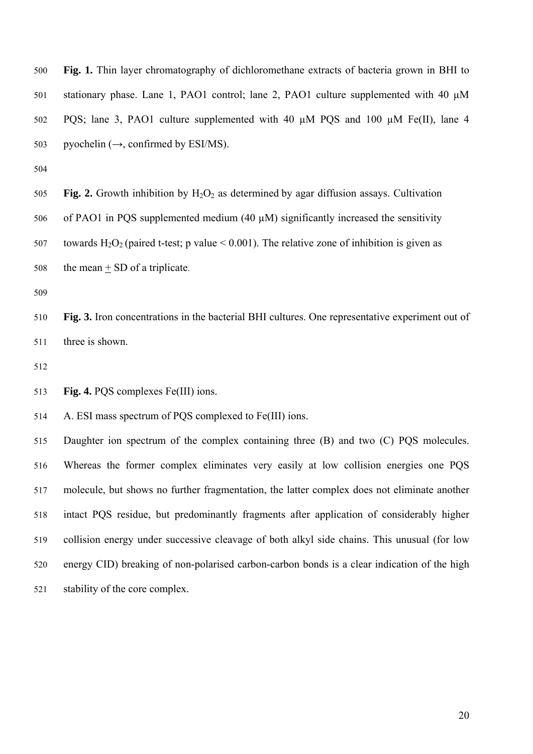**Fig. 1.** Thin layer chromatography of dichloromethane extracts of bacteria grown in BHI to stationary phase. Lane 1, PAO1 control; lane 2, PAO1 culture supplemented with 40 µM PQS; lane 3, PAO1 culture supplemented with 40 µM PQS and 100 µM Fe(II), lane 4 pyochelin (→, confirmed by ESI/MS).

**Fig. 2.** Growth inhibition by $H_2O_2$ as determined by agar diffusion assays. Cultivation of PAO1 in PQS supplemented medium (40 µM) significantly increased the sensitivity towards $H_2O_2$ (paired t-test; p value $< 0.001$). The relative zone of inhibition is given as the mean $\pm$ SD of a triplicate.

**Fig. 3.** Iron concentrations in the bacterial BHI cultures. One representative experiment out of three is shown.

**Fig. 4.** PQS complexes Fe(III) ions.

A. ESI mass spectrum of PQS complexed to Fe(III) ions.

Daughter ion spectrum of the complex containing three (B) and two (C) PQS molecules. Whereas the former complex eliminates very easily at low collision energies one PQS molecule, but shows no further fragmentation, the latter complex does not eliminate another intact PQS residue, but predominantly fragments after application of considerably higher collision energy under successive cleavage of both alkyl side chains. This unusual (for low energy CID) breaking of non-polarised carbon-carbon bonds is a clear indication of the high stability of the core complex.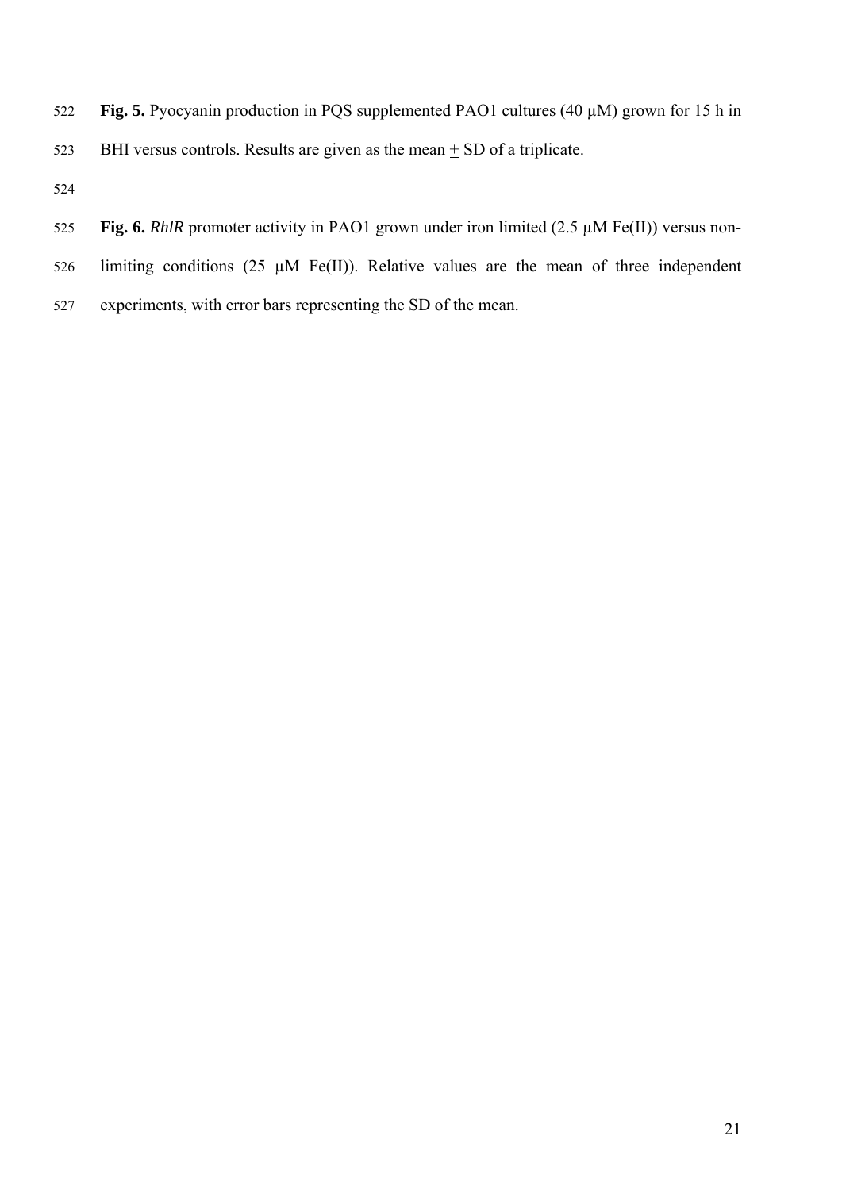**Fig. 5.** Pyocyanin production in PQS supplemented PAO1 cultures (40 μM) grown for 15 h in BHI versus controls. Results are given as the mean ± SD of a triplicate.

**Fig. 6.** *RhlR* promoter activity in PAO1 grown under iron limited (2.5 μM Fe(II)) versus non-limiting conditions (25 μM Fe(II)). Relative values are the mean of three independent experiments, with error bars representing the SD of the mean.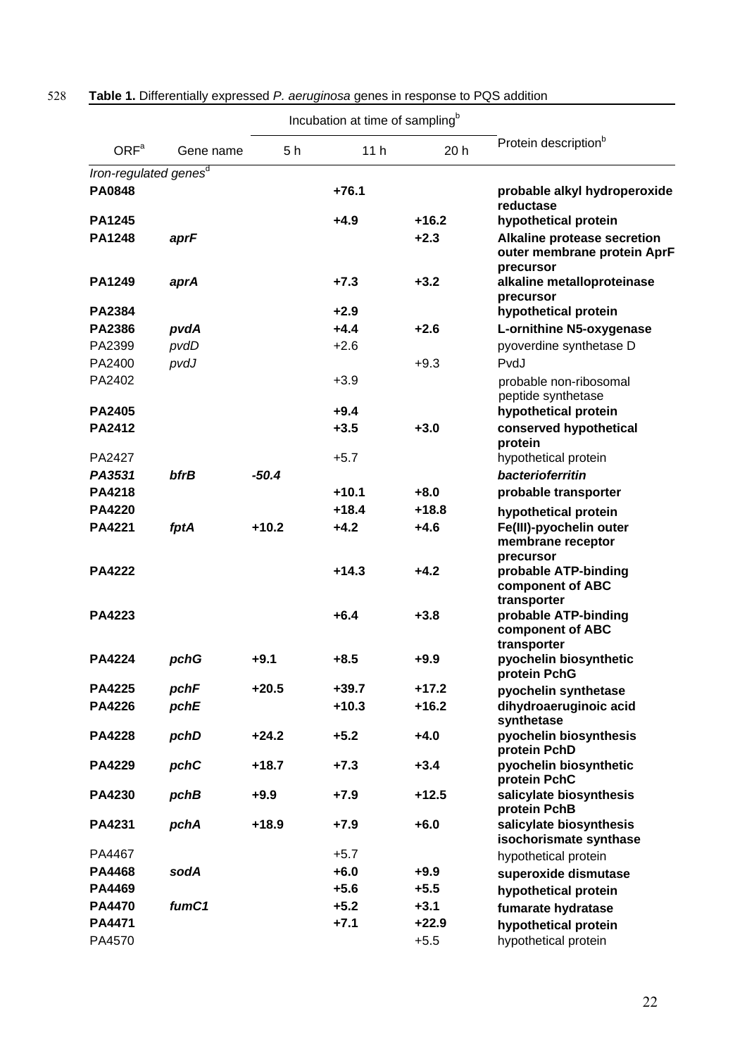**Table 1.** Differentially expressed *P. aeruginosa* genes in response to PQS addition

| ORF[a] | Gene name | Incubation at time of sampling[b] | | | Protein description[b] |
|---|---|---|---|---|---|
| | | 5 h | 11 h | 20 h | |
| *Iron-regulated genes*[d] | | | | | |
| **PA0848** | | | **+76.1** | | **probable alkyl hydroperoxide reductase** |
| **PA1245** | | | **+4.9** | **+16.2** | **hypothetical protein** |
| **PA1248** | ***aprF*** | | | **+2.3** | **Alkaline protease secretion outer membrane protein AprF precursor** |
| **PA1249** | ***aprA*** | | **+7.3** | **+3.2** | **alkaline metalloproteinase precursor** |
| **PA2384** | | | **+2.9** | | **hypothetical protein** |
| **PA2386** | ***pvdA*** | | **+4.4** | **+2.6** | **L-ornithine N5-oxygenase** |
| PA2399 | *pvdD* | | +2.6 | | pyoverdine synthetase D |
| PA2400 | *pvdJ* | | | +9.3 | PvdJ |
| PA2402 | | | +3.9 | | probable non-ribosomal peptide synthetase |
| **PA2405** | | | **+9.4** | | **hypothetical protein** |
| **PA2412** | | | **+3.5** | **+3.0** | **conserved hypothetical protein** |
| PA2427 | | | +5.7 | | hypothetical protein |
| ***PA3531*** | ***bfrB*** | ***-50.4*** | | | ***bacterioferritin*** |
| **PA4218** | | | **+10.1** | **+8.0** | **probable transporter** |
| **PA4220** | | | **+18.4** | **+18.8** | **hypothetical protein** |
| **PA4221** | ***fptA*** | **+10.2** | **+4.2** | **+4.6** | **Fe(III)-pyochelin outer membrane receptor precursor** |
| **PA4222** | | | **+14.3** | **+4.2** | **probable ATP-binding component of ABC transporter** |
| **PA4223** | | | **+6.4** | **+3.8** | **probable ATP-binding component of ABC transporter** |
| **PA4224** | ***pchG*** | **+9.1** | **+8.5** | **+9.9** | **pyochelin biosynthetic protein PchG** |
| **PA4225** | ***pchF*** | **+20.5** | **+39.7** | **+17.2** | **pyochelin synthetase** |
| **PA4226** | ***pchE*** | | **+10.3** | **+16.2** | **dihydroaeruginoic acid synthetase** |
| **PA4228** | ***pchD*** | **+24.2** | **+5.2** | **+4.0** | **pyochelin biosynthesis protein PchD** |
| **PA4229** | ***pchC*** | **+18.7** | **+7.3** | **+3.4** | **pyochelin biosynthetic protein PchC** |
| **PA4230** | ***pchB*** | **+9.9** | **+7.9** | **+12.5** | **salicylate biosynthesis protein PchB** |
| **PA4231** | ***pchA*** | **+18.9** | **+7.9** | **+6.0** | **salicylate biosynthesis isochorismate synthase** |
| PA4467 | | | +5.7 | | hypothetical protein |
| **PA4468** | ***sodA*** | | **+6.0** | **+9.9** | **superoxide dismutase** |
| **PA4469** | | | **+5.6** | **+5.5** | **hypothetical protein** |
| **PA4470** | ***fumC1*** | | **+5.2** | **+3.1** | **fumarate hydratase** |
| **PA4471** | | | **+7.1** | **+22.9** | **hypothetical protein** |
| PA4570 | | | | +5.5 | hypothetical protein |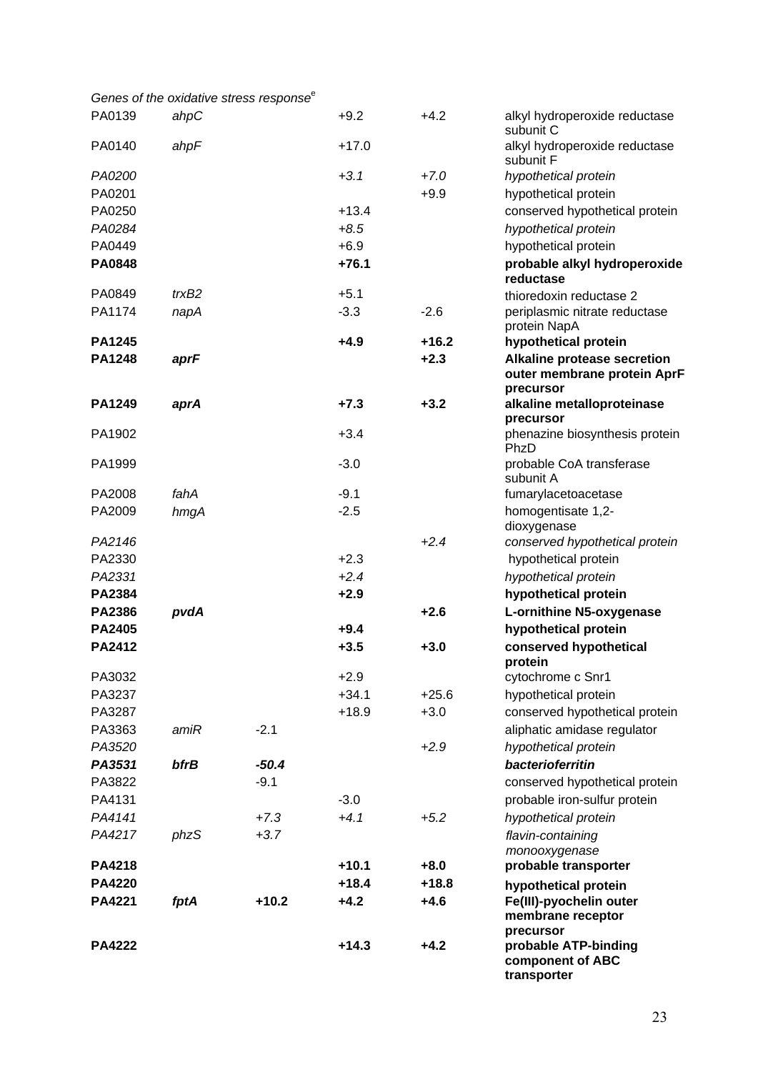| | | | | | |
|---|---|---|---|---|---|
| *Genes of the oxidative stress response*[e] | | | | | |
| PA0139 | *ahpC* | | +9.2 | +4.2 | alkyl hydroperoxide reductase subunit C |
| PA0140 | *ahpF* | | +17.0 | | alkyl hydroperoxide reductase subunit F |
| *PA0200* | | | *+3.1* | *+7.0* | *hypothetical protein* |
| PA0201 | | | | +9.9 | hypothetical protein |
| PA0250 | | | +13.4 | | conserved hypothetical protein |
| *PA0284* | | | *+8.5* | | *hypothetical protein* |
| PA0449 | | | +6.9 | | hypothetical protein |
| **PA0848** | | | **+76.1** | | **probable alkyl hydroperoxide reductase** |
| PA0849 | *trxB2* | | +5.1 | | thioredoxin reductase 2 |
| PA1174 | *napA* | | -3.3 | -2.6 | periplasmic nitrate reductase protein NapA |
| **PA1245** | | | **+4.9** | **+16.2** | **hypothetical protein** |
| **PA1248** | ***aprF*** | | | **+2.3** | **Alkaline protease secretion outer membrane protein AprF precursor** |
| **PA1249** | ***aprA*** | | **+7.3** | **+3.2** | **alkaline metalloproteinase precursor** |
| PA1902 | | | +3.4 | | phenazine biosynthesis protein PhzD |
| PA1999 | | | -3.0 | | probable CoA transferase subunit A |
| PA2008 | *fahA* | | -9.1 | | fumarylacetoacetase |
| PA2009 | *hmgA* | | -2.5 | | homogentisate 1,2-dioxygenase |
| *PA2146* | | | | *+2.4* | *conserved hypothetical protein* |
| PA2330 | | | +2.3 | | hypothetical protein |
| *PA2331* | | | *+2.4* | | *hypothetical protein* |
| **PA2384** | | | **+2.9** | | **hypothetical protein** |
| **PA2386** | ***pvdA*** | | | **+2.6** | **L-ornithine N5-oxygenase** |
| **PA2405** | | | **+9.4** | | **hypothetical protein** |
| **PA2412** | | | **+3.5** | **+3.0** | **conserved hypothetical protein** |
| PA3032 | | | +2.9 | | cytochrome c Snr1 |
| PA3237 | | | +34.1 | +25.6 | hypothetical protein |
| PA3287 | | | +18.9 | +3.0 | conserved hypothetical protein |
| PA3363 | *amiR* | -2.1 | | | aliphatic amidase regulator |
| *PA3520* | | | | *+2.9* | *hypothetical protein* |
| ***PA3531*** | ***bfrB*** | ***-50.4*** | | | ***bacterioferritin*** |
| PA3822 | | -9.1 | | | conserved hypothetical protein |
| PA4131 | | | -3.0 | | probable iron-sulfur protein |
| *PA4141* | | *+7.3* | *+4.1* | *+5.2* | *hypothetical protein* |
| *PA4217* | *phzS* | *+3.7* | | | *flavin-containing monooxygenase* |
| **PA4218** | | | **+10.1** | **+8.0** | **probable transporter** |
| **PA4220** | | | **+18.4** | **+18.8** | **hypothetical protein** |
| **PA4221** | ***fptA*** | **+10.2** | **+4.2** | **+4.6** | **Fe(III)-pyochelin outer membrane receptor precursor** |
| **PA4222** | | | **+14.3** | **+4.2** | **probable ATP-binding component of ABC transporter** |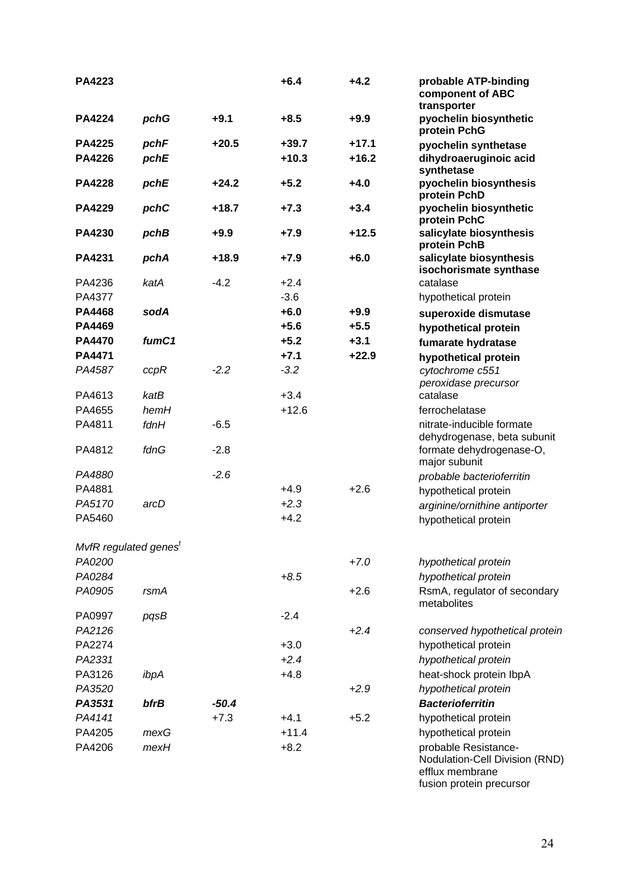| | | | | | |
|---|---|---|---|---|---|
| **PA4223** | | | **+6.4** | **+4.2** | **probable ATP-binding component of ABC transporter** |
| **PA4224** | ***pchG*** | **+9.1** | **+8.5** | **+9.9** | **pyochelin biosynthetic protein PchG** |
| **PA4225** | ***pchF*** | **+20.5** | **+39.7** | **+17.1** | **pyochelin synthetase** |
| **PA4226** | ***pchE*** | | **+10.3** | **+16.2** | **dihydroaeruginoic acid synthetase** |
| **PA4228** | ***pchE*** | **+24.2** | **+5.2** | **+4.0** | **pyochelin biosynthesis protein PchD** |
| **PA4229** | ***pchC*** | **+18.7** | **+7.3** | **+3.4** | **pyochelin biosynthetic protein PchC** |
| **PA4230** | ***pchB*** | **+9.9** | **+7.9** | **+12.5** | **salicylate biosynthesis protein PchB** |
| **PA4231** | ***pchA*** | **+18.9** | **+7.9** | **+6.0** | **salicylate biosynthesis isochorismate synthase** |
| PA4236 | *katA* | -4.2 | +2.4 | | catalase |
| PA4377 | | | -3.6 | | hypothetical protein |
| **PA4468** | ***sodA*** | | **+6.0** | **+9.9** | **superoxide dismutase** |
| **PA4469** | | | **+5.6** | **+5.5** | **hypothetical protein** |
| **PA4470** | ***fumC1*** | | **+5.2** | **+3.1** | **fumarate hydratase** |
| **PA4471** | | | **+7.1** | **+22.9** | **hypothetical protein** |
| *PA4587* | *ccpR* | *-2.2* | *-3.2* | | *cytochrome c551 peroxidase precursor* |
| PA4613 | *katB* | | +3.4 | | catalase |
| PA4655 | *hemH* | | +12.6 | | ferrochelatase |
| PA4811 | *fdnH* | -6.5 | | | nitrate-inducible formate dehydrogenase, beta subunit |
| PA4812 | *fdnG* | -2.8 | | | formate dehydrogenase-O, major subunit |
| *PA4880* | | *-2.6* | | | *probable bacterioferritin* |
| PA4881 | | | +4.9 | +2.6 | hypothetical protein |
| *PA5170* | *arcD* | | *+2.3* | | *arginine/ornithine antiporter* |
| PA5460 | | | +4.2 | | hypothetical protein |
| *MvfR regulated genes*[f] | | | | | |
| *PA0200* | | | | *+7.0* | *hypothetical protein* |
| *PA0284* | | | *+8.5* | | *hypothetical protein* |
| *PA0905* | *rsmA* | | | +2.6 | RsmA, regulator of secondary metabolites |
| PA0997 | *pqsB* | | -2.4 | | |
| *PA2126* | | | | *+2.4* | *conserved hypothetical protein* |
| PA2274 | | | +3.0 | | hypothetical protein |
| *PA2331* | | | *+2.4* | | *hypothetical protein* |
| PA3126 | *ibpA* | | +4.8 | | heat-shock protein IbpA |
| *PA3520* | | | | *+2.9* | *hypothetical protein* |
| ***PA3531*** | ***bfrB*** | ***-50.4*** | | | ***Bacterioferritin*** |
| *PA4141* | | +7.3 | +4.1 | +5.2 | hypothetical protein |
| PA4205 | *mexG* | | +11.4 | | hypothetical protein |
| PA4206 | *mexH* | | +8.2 | | probable Resistance-Nodulation-Cell Division (RND) efflux membrane fusion protein precursor |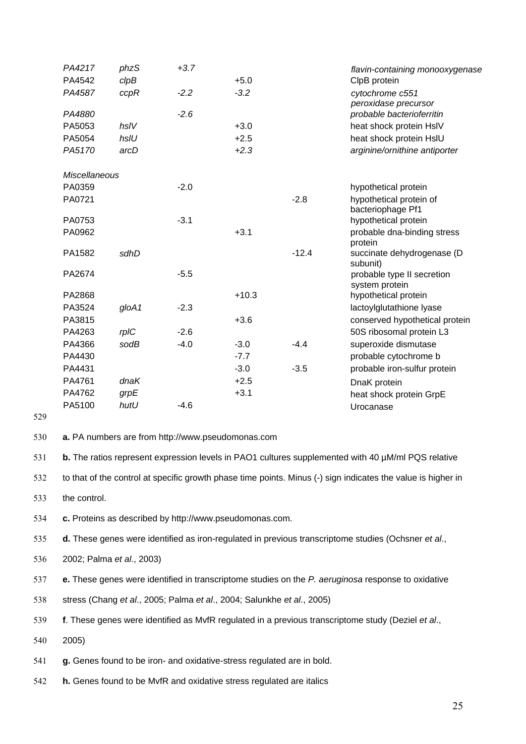| | | | | | |
|---|---|---|---|---|---|
| *PA4217* | *phzS* | *+3.7* | | | *flavin-containing monooxygenase* |
| PA4542 | *clpB* | | +5.0 | | ClpB protein |
| *PA4587* | *ccpR* | *-2.2* | *-3.2* | | *cytochrome c551 peroxidase precursor* |
| *PA4880* | | *-2.6* | | | *probable bacterioferritin* |
| PA5053 | *hslV* | | +3.0 | | heat shock protein HslV |
| PA5054 | *hslU* | | +2.5 | | heat shock protein HslU |
| *PA5170* | *arcD* | | *+2.3* | | *arginine/ornithine antiporter* |
| *Miscellaneous* | | | | | |
| PA0359 | | -2.0 | | | hypothetical protein |
| PA0721 | | | | -2.8 | hypothetical protein of bacteriophage Pf1 |
| PA0753 | | -3.1 | | | hypothetical protein |
| PA0962 | | | +3.1 | | probable dna-binding stress protein |
| PA1582 | *sdhD* | | | -12.4 | succinate dehydrogenase (D subunit) |
| PA2674 | | -5.5 | | | probable type II secretion system protein |
| PA2868 | | | +10.3 | | hypothetical protein |
| PA3524 | *gloA1* | -2.3 | | | lactoylglutathione lyase |
| PA3815 | | | +3.6 | | conserved hypothetical protein |
| PA4263 | *rplC* | -2.6 | | | 50S ribosomal protein L3 |
| PA4366 | *sodB* | -4.0 | -3.0 | -4.4 | superoxide dismutase |
| PA4430 | | | -7.7 | | probable cytochrome b |
| PA4431 | | | -3.0 | -3.5 | probable iron-sulfur protein |
| PA4761 | *dnaK* | | +2.5 | | DnaK protein |
| PA4762 | *grpE* | | +3.1 | | heat shock protein GrpE |
| PA5100 | *hutU* | -4.6 | | | Urocanase |

**a.** PA numbers are from http://www.pseudomonas.com

**b.** The ratios represent expression levels in PAO1 cultures supplemented with 40 µM/ml PQS relative to that of the control at specific growth phase time points. Minus (-) sign indicates the value is higher in the control.

**c.** Proteins as described by http://www.pseudomonas.com.

**d.** These genes were identified as iron-regulated in previous transcriptome studies (Ochsner *et al*., 2002; Palma *et al*., 2003)

**e.** These genes were identified in transcriptome studies on the *P. aeruginosa* response to oxidative stress (Chang *et al*., 2005; Palma *et al*., 2004; Salunkhe *et al*., 2005)

**f**. These genes were identified as MvfR regulated in a previous transcriptome study (Deziel *et al*., 2005)

**g.** Genes found to be iron- and oxidative-stress regulated are in bold.

**h.** Genes found to be MvfR and oxidative stress regulated are italics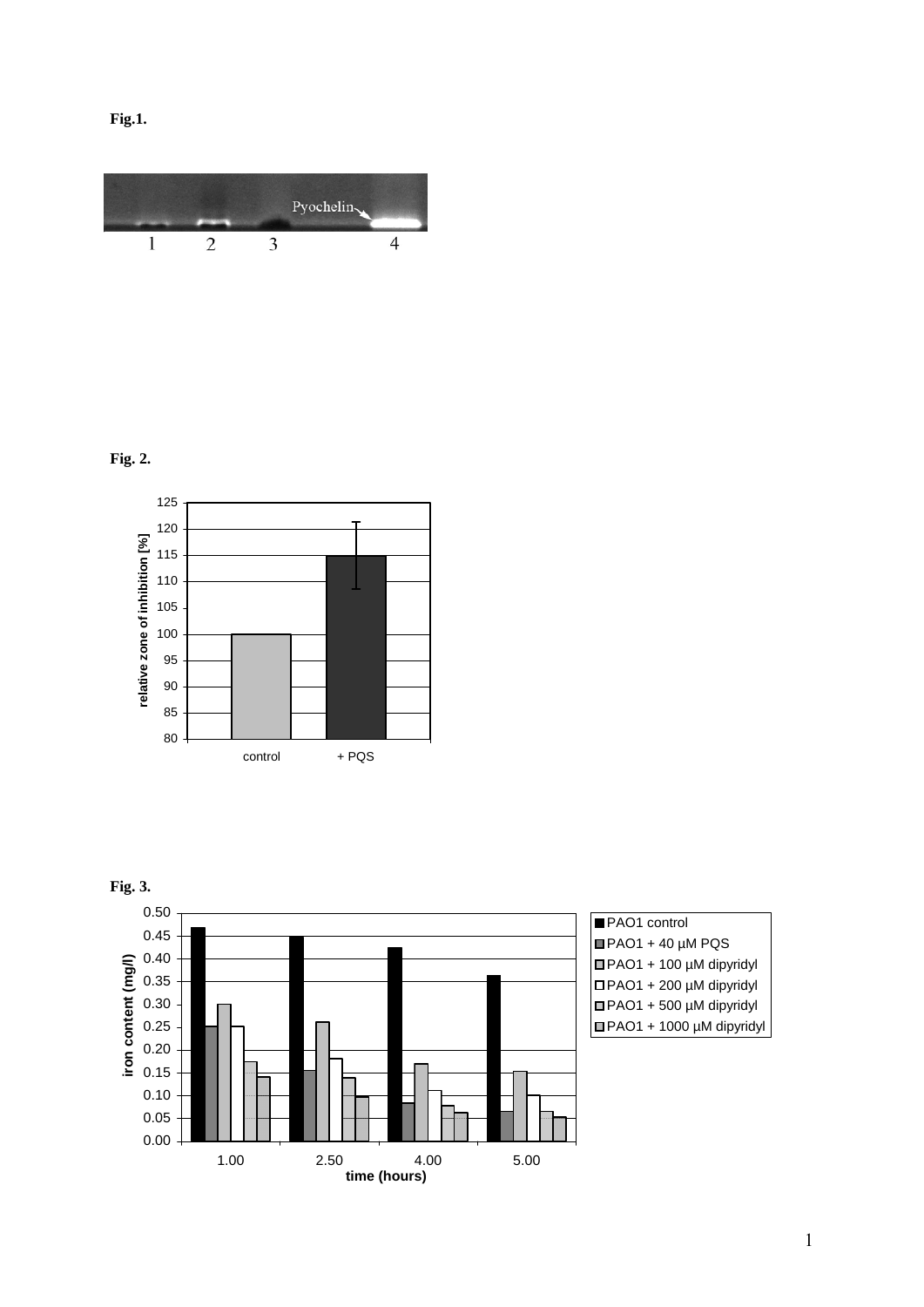**Fig.1.**

**Fig. 2.**

**Fig. 3.**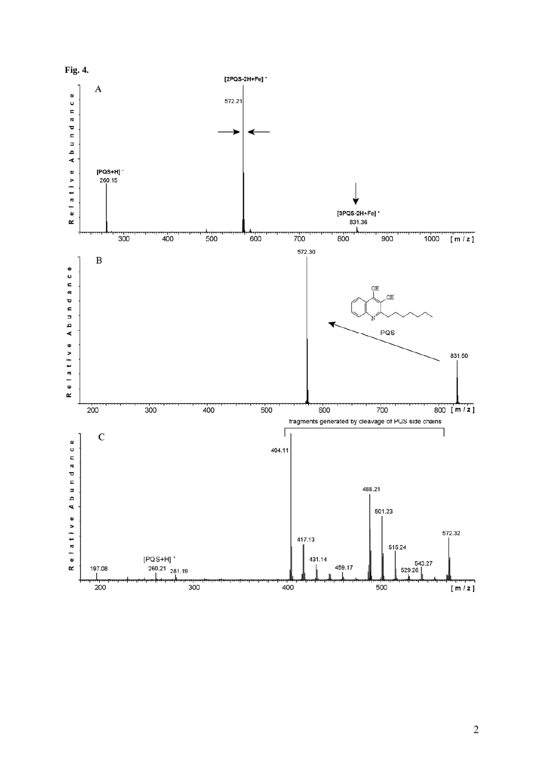**Fig. 4.**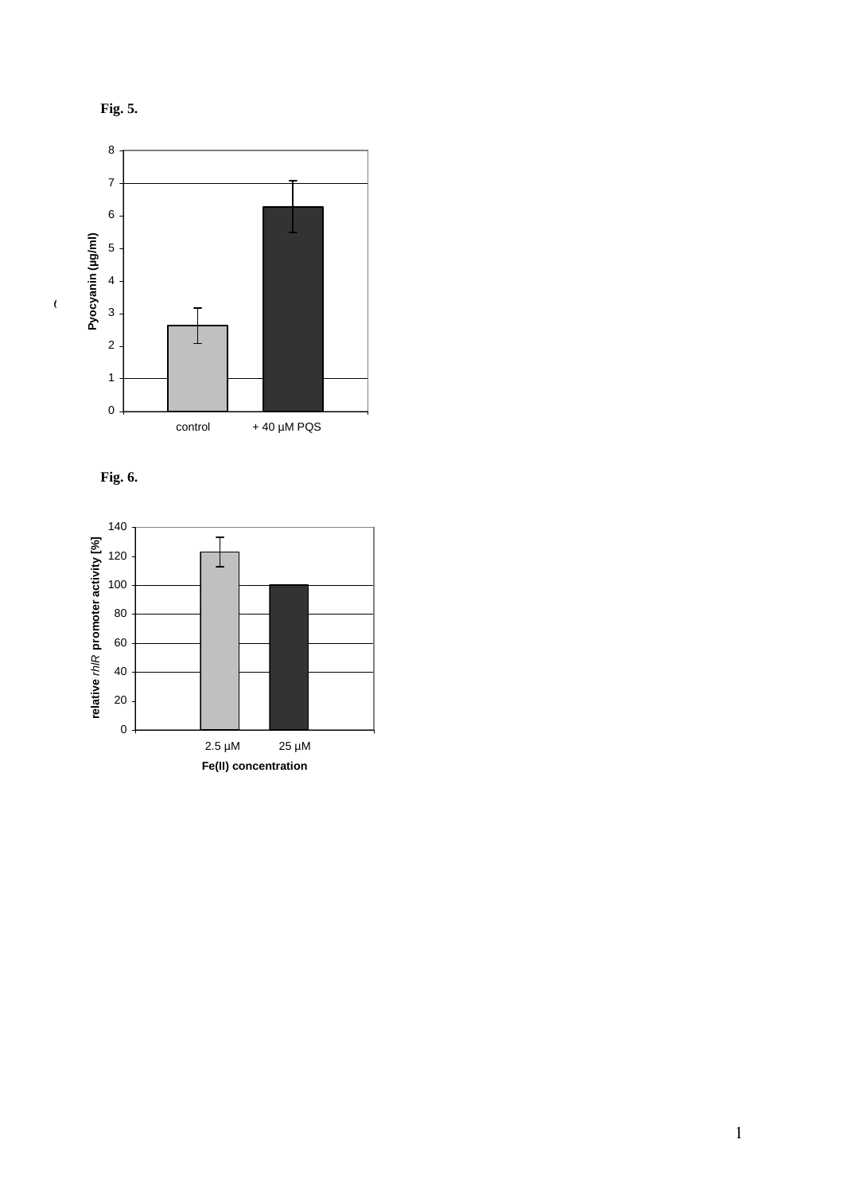**Fig. 5.**

Pyocyanin (µg/ml)

0
1
2
3
4
5
6
7
8

control
+ 40 µM PQS

**Fig. 6.**

relative *rhlR* promoter activity [%]

0
20
40
60
80
100
120
140

2.5 µM
25 µM

Fe(II) concentration